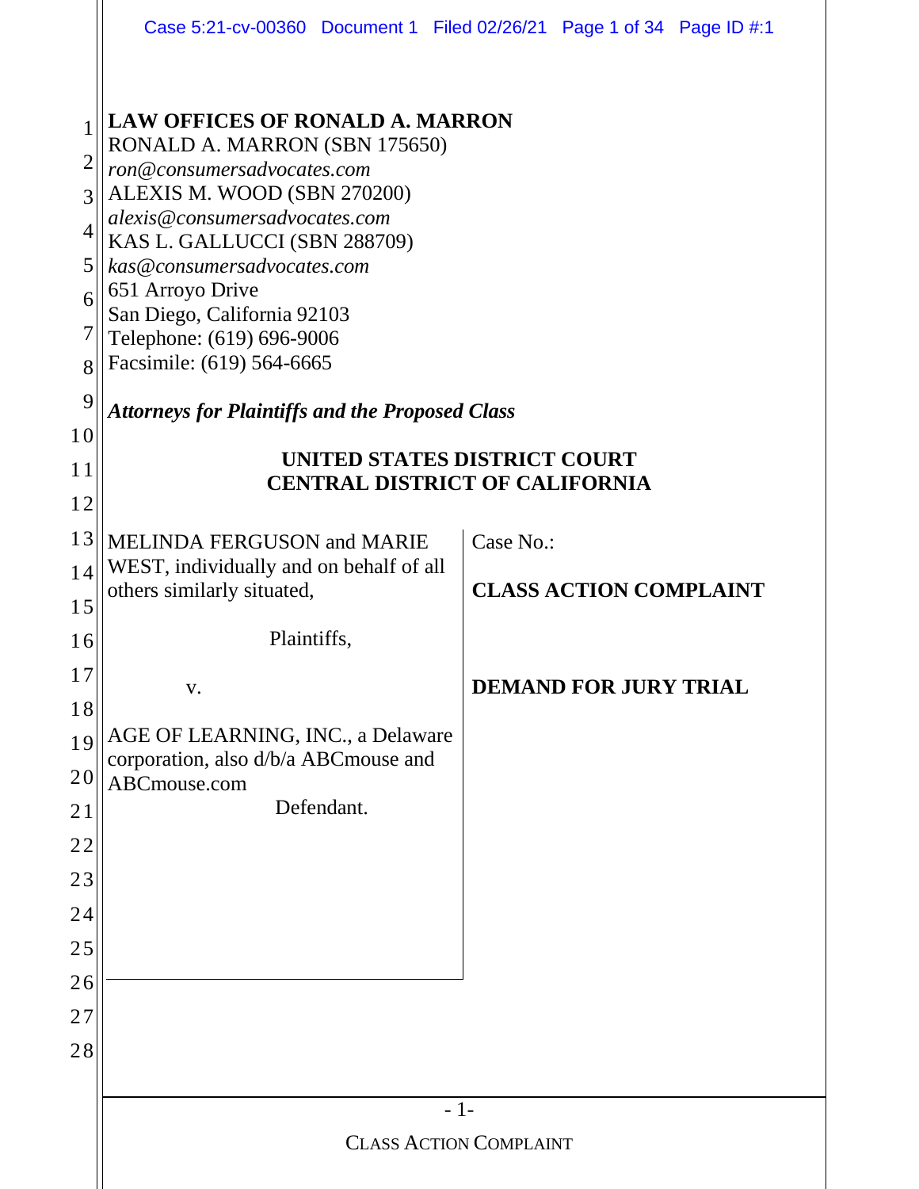**LAW OFFICES OF RONALD A. MARRON**
RONALD A. MARRON (SBN 175650)
*ron@consumersadvocates.com*
ALEXIS M. WOOD (SBN 270200)
*alexis@consumersadvocates.com*
KAS L. GALLUCCI (SBN 288709)
*kas@consumersadvocates.com*
651 Arroyo Drive
San Diego, California 92103
Telephone: (619) 696-9006
Facsimile: (619) 564-6665

***Attorneys for Plaintiffs and the Proposed Class***

**UNITED STATES DISTRICT COURT**
**CENTRAL DISTRICT OF CALIFORNIA**

| | |
|---|---|
| MELINDA FERGUSON and MARIE WEST, individually and on behalf of all others similarly situated,<br><br>Plaintiffs,<br><br>v.<br><br>AGE OF LEARNING, INC., a Delaware corporation, also d/b/a ABCmouse and ABCmouse.com<br><br>Defendant. | Case No.:<br><br>**CLASS ACTION COMPLAINT**<br><br>**DEMAND FOR JURY TRIAL** |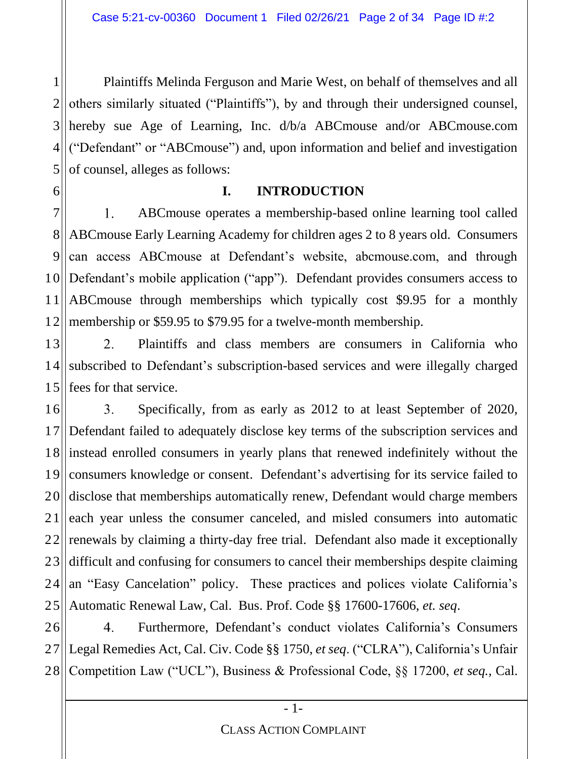Plaintiffs Melinda Ferguson and Marie West, on behalf of themselves and all others similarly situated ("Plaintiffs"), by and through their undersigned counsel, hereby sue Age of Learning, Inc. d/b/a ABCmouse and/or ABCmouse.com ("Defendant" or "ABCmouse") and, upon information and belief and investigation of counsel, alleges as follows:

## I. INTRODUCTION

1. ABCmouse operates a membership-based online learning tool called ABCmouse Early Learning Academy for children ages 2 to 8 years old. Consumers can access ABCmouse at Defendant's website, abcmouse.com, and through Defendant's mobile application ("app"). Defendant provides consumers access to ABCmouse through memberships which typically cost $9.95 for a monthly membership or $59.95 to $79.95 for a twelve-month membership.

2. Plaintiffs and class members are consumers in California who subscribed to Defendant's subscription-based services and were illegally charged fees for that service.

3. Specifically, from as early as 2012 to at least September of 2020, Defendant failed to adequately disclose key terms of the subscription services and instead enrolled consumers in yearly plans that renewed indefinitely without the consumers knowledge or consent. Defendant's advertising for its service failed to disclose that memberships automatically renew, Defendant would charge members each year unless the consumer canceled, and misled consumers into automatic renewals by claiming a thirty-day free trial. Defendant also made it exceptionally difficult and confusing for consumers to cancel their memberships despite claiming an "Easy Cancelation" policy. These practices and polices violate California's Automatic Renewal Law, Cal. Bus. Prof. Code §§ 17600-17606, *et. seq*.

4. Furthermore, Defendant's conduct violates California's Consumers Legal Remedies Act, Cal. Civ. Code §§ 1750, *et seq*. ("CLRA"), California's Unfair Competition Law ("UCL"), Business & Professional Code, §§ 17200, *et seq.,* Cal.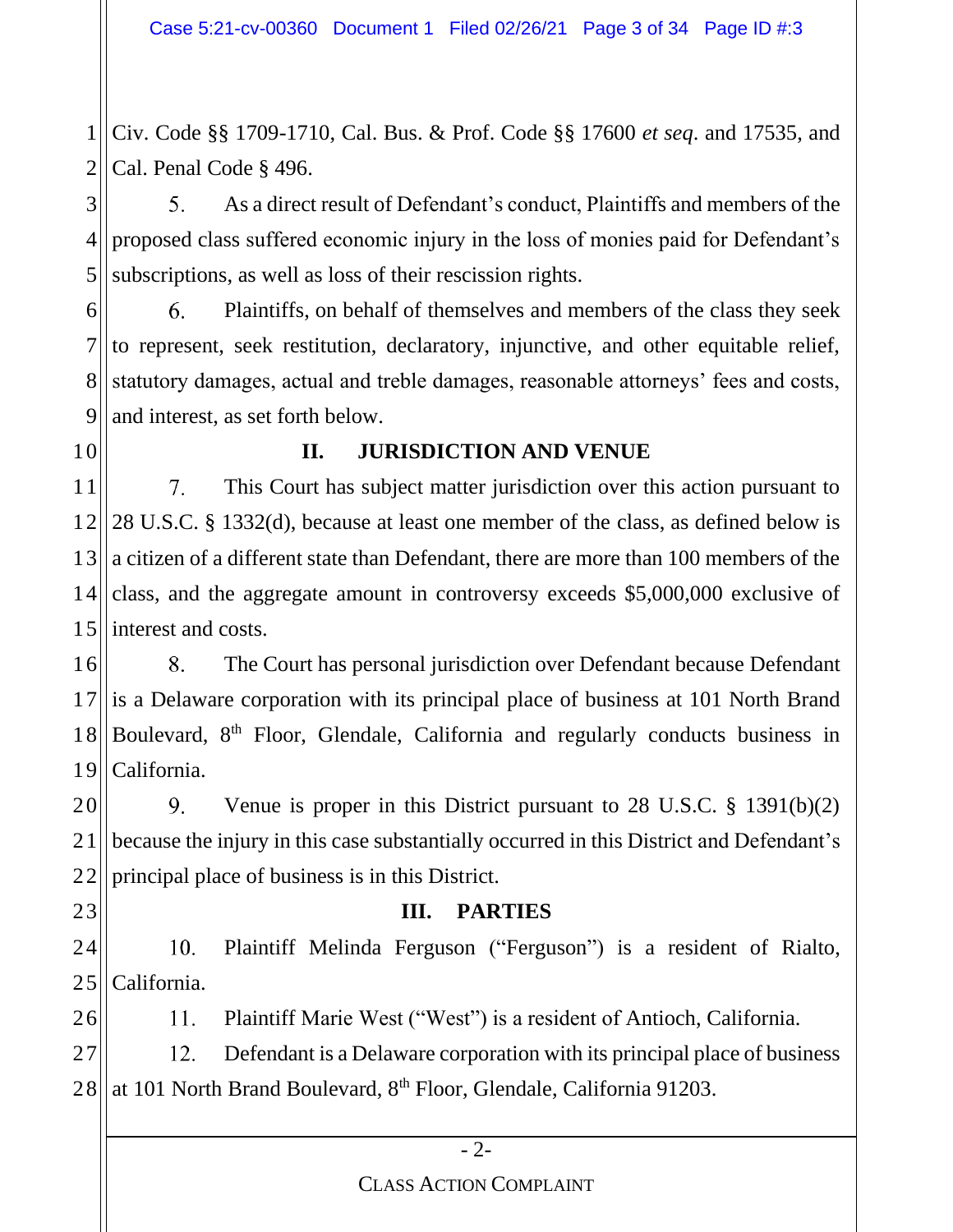Civ. Code §§ 1709-1710, Cal. Bus. & Prof. Code §§ 17600 *et seq.* and 17535, and Cal. Penal Code § 496.

5. As a direct result of Defendant's conduct, Plaintiffs and members of the proposed class suffered economic injury in the loss of monies paid for Defendant's subscriptions, as well as loss of their rescission rights.

6. Plaintiffs, on behalf of themselves and members of the class they seek to represent, seek restitution, declaratory, injunctive, and other equitable relief, statutory damages, actual and treble damages, reasonable attorneys' fees and costs, and interest, as set forth below.

## II. JURISDICTION AND VENUE

7. This Court has subject matter jurisdiction over this action pursuant to 28 U.S.C. § 1332(d), because at least one member of the class, as defined below is a citizen of a different state than Defendant, there are more than 100 members of the class, and the aggregate amount in controversy exceeds $5,000,000 exclusive of interest and costs.

8. The Court has personal jurisdiction over Defendant because Defendant is a Delaware corporation with its principal place of business at 101 North Brand Boulevard, 8th Floor, Glendale, California and regularly conducts business in California.

9. Venue is proper in this District pursuant to 28 U.S.C. § 1391(b)(2) because the injury in this case substantially occurred in this District and Defendant's principal place of business is in this District.

## III. PARTIES

10. Plaintiff Melinda Ferguson ("Ferguson") is a resident of Rialto, California.

11. Plaintiff Marie West ("West") is a resident of Antioch, California.

12. Defendant is a Delaware corporation with its principal place of business at 101 North Brand Boulevard, 8th Floor, Glendale, California 91203.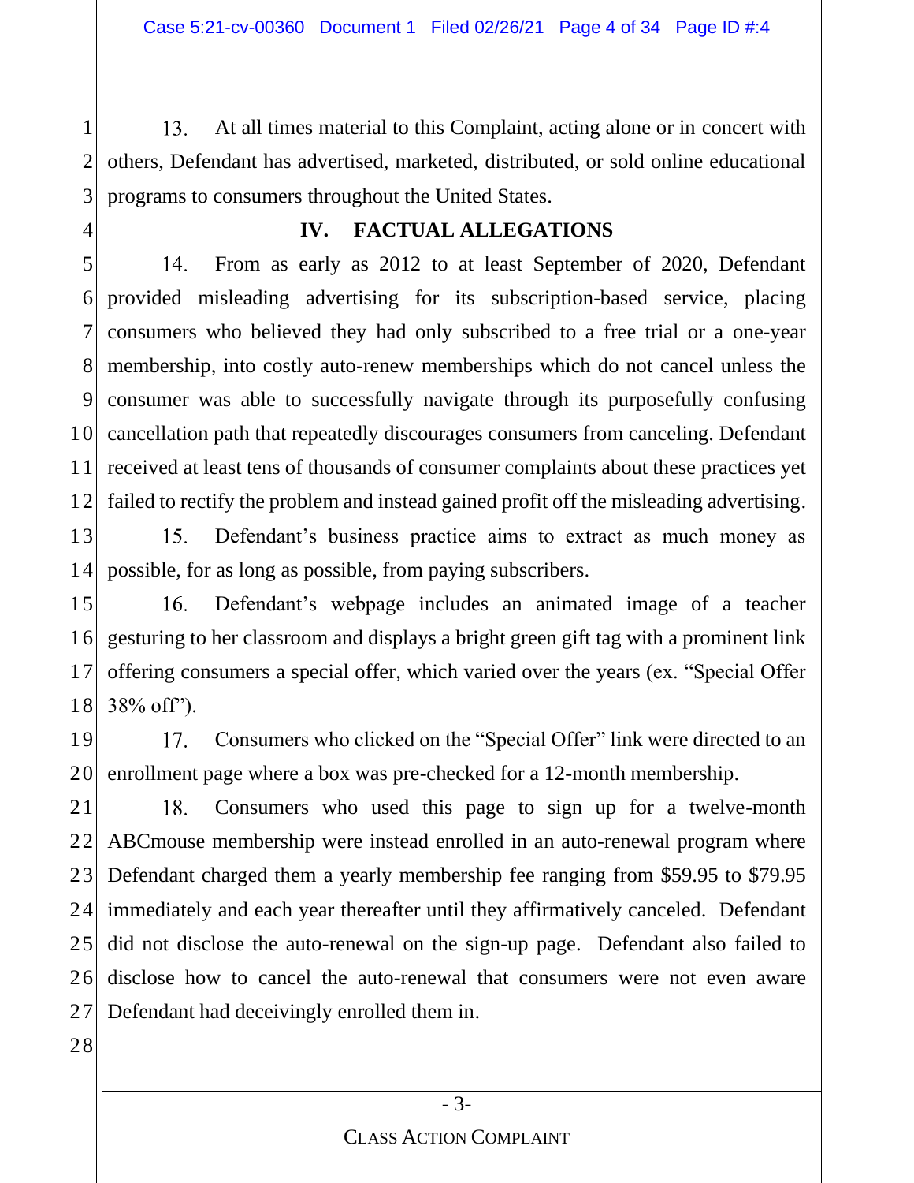13. At all times material to this Complaint, acting alone or in concert with others, Defendant has advertised, marketed, distributed, or sold online educational programs to consumers throughout the United States.

## IV. FACTUAL ALLEGATIONS

14. From as early as 2012 to at least September of 2020, Defendant provided misleading advertising for its subscription-based service, placing consumers who believed they had only subscribed to a free trial or a one-year membership, into costly auto-renew memberships which do not cancel unless the consumer was able to successfully navigate through its purposefully confusing cancellation path that repeatedly discourages consumers from canceling. Defendant received at least tens of thousands of consumer complaints about these practices yet failed to rectify the problem and instead gained profit off the misleading advertising.

15. Defendant's business practice aims to extract as much money as possible, for as long as possible, from paying subscribers.

16. Defendant's webpage includes an animated image of a teacher gesturing to her classroom and displays a bright green gift tag with a prominent link offering consumers a special offer, which varied over the years (ex. "Special Offer 38% off").

17. Consumers who clicked on the "Special Offer" link were directed to an enrollment page where a box was pre-checked for a 12-month membership.

18. Consumers who used this page to sign up for a twelve-month ABCmouse membership were instead enrolled in an auto-renewal program where Defendant charged them a yearly membership fee ranging from $59.95 to $79.95 immediately and each year thereafter until they affirmatively canceled. Defendant did not disclose the auto-renewal on the sign-up page. Defendant also failed to disclose how to cancel the auto-renewal that consumers were not even aware Defendant had deceivingly enrolled them in.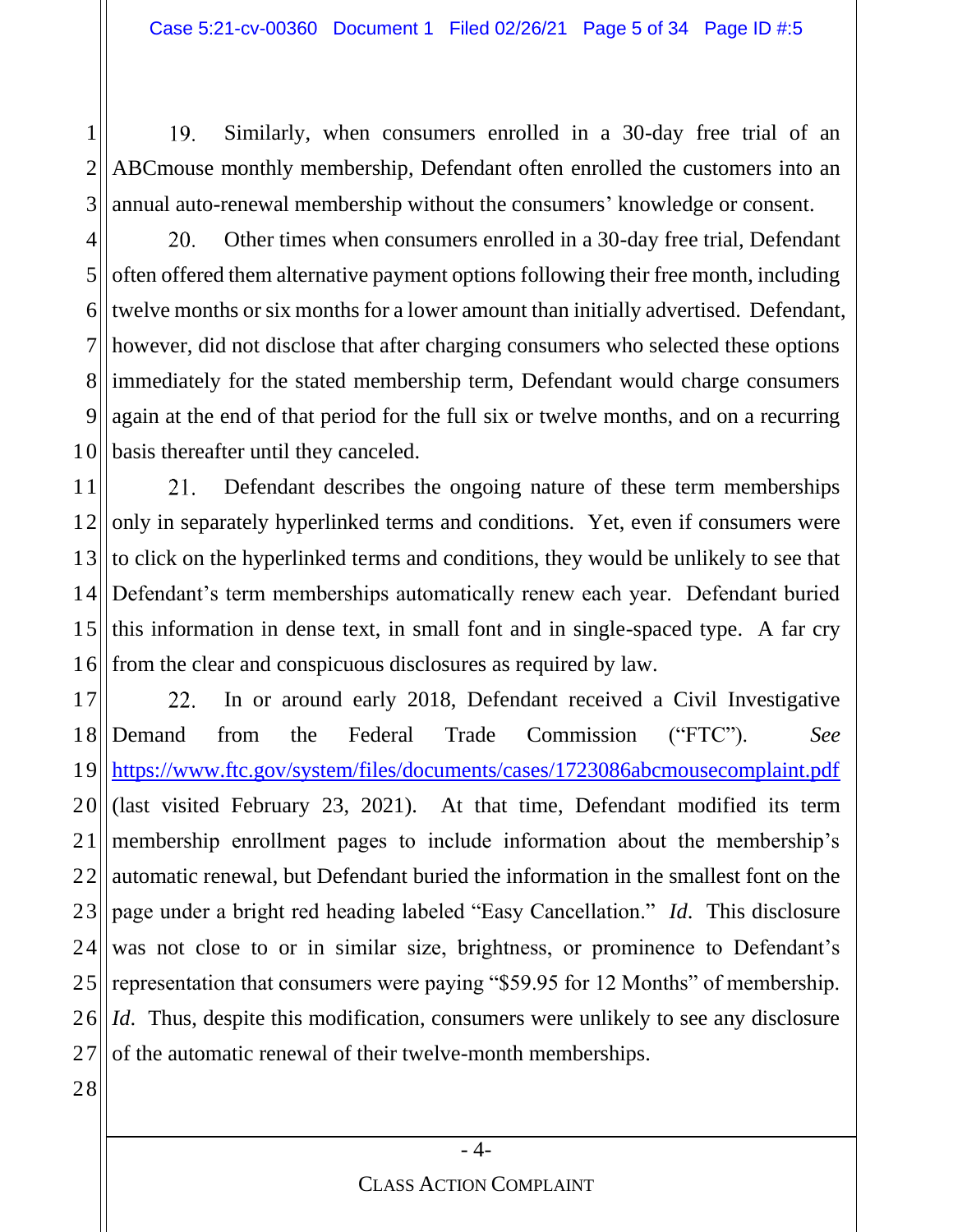19. Similarly, when consumers enrolled in a 30-day free trial of an ABCmouse monthly membership, Defendant often enrolled the customers into an annual auto-renewal membership without the consumers' knowledge or consent.

20. Other times when consumers enrolled in a 30-day free trial, Defendant often offered them alternative payment options following their free month, including twelve months or six months for a lower amount than initially advertised. Defendant, however, did not disclose that after charging consumers who selected these options immediately for the stated membership term, Defendant would charge consumers again at the end of that period for the full six or twelve months, and on a recurring basis thereafter until they canceled.

21. Defendant describes the ongoing nature of these term memberships only in separately hyperlinked terms and conditions. Yet, even if consumers were to click on the hyperlinked terms and conditions, they would be unlikely to see that Defendant's term memberships automatically renew each year. Defendant buried this information in dense text, in small font and in single-spaced type. A far cry from the clear and conspicuous disclosures as required by law.

22. In or around early 2018, Defendant received a Civil Investigative Demand from the Federal Trade Commission ("FTC"). *See* https://www.ftc.gov/system/files/documents/cases/1723086abcmousecomplaint.pdf (last visited February 23, 2021). At that time, Defendant modified its term membership enrollment pages to include information about the membership's automatic renewal, but Defendant buried the information in the smallest font on the page under a bright red heading labeled "Easy Cancellation." *Id.* This disclosure was not close to or in similar size, brightness, or prominence to Defendant's representation that consumers were paying "$59.95 for 12 Months" of membership. *Id.* Thus, despite this modification, consumers were unlikely to see any disclosure of the automatic renewal of their twelve-month memberships.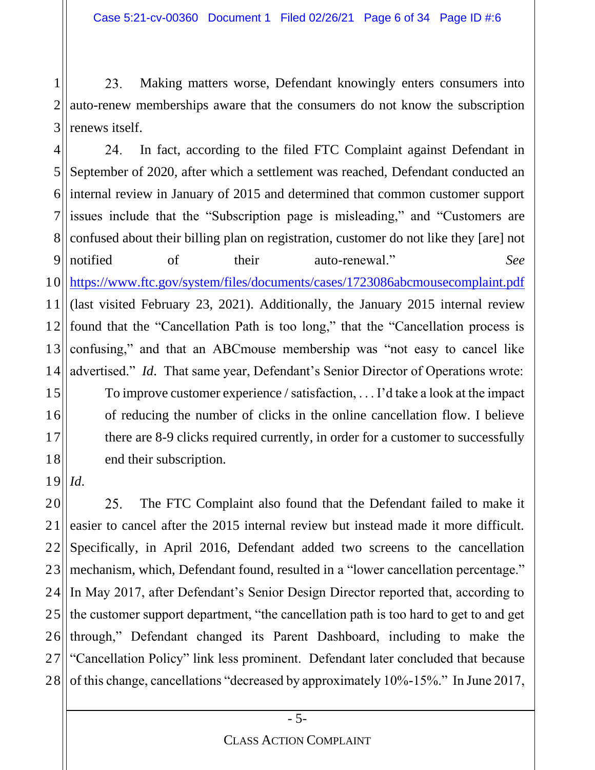23. Making matters worse, Defendant knowingly enters consumers into auto-renew memberships aware that the consumers do not know the subscription renews itself.

24. In fact, according to the filed FTC Complaint against Defendant in September of 2020, after which a settlement was reached, Defendant conducted an internal review in January of 2015 and determined that common customer support issues include that the "Subscription page is misleading," and "Customers are confused about their billing plan on registration, customer do not like they [are] not notified of their auto-renewal." *See* https://www.ftc.gov/system/files/documents/cases/1723086abcmousecomplaint.pdf (last visited February 23, 2021). Additionally, the January 2015 internal review found that the "Cancellation Path is too long," that the "Cancellation process is confusing," and that an ABCmouse membership was "not easy to cancel like advertised." *Id*. That same year, Defendant's Senior Director of Operations wrote:

> To improve customer experience / satisfaction, . . . I'd take a look at the impact of reducing the number of clicks in the online cancellation flow. I believe there are 8-9 clicks required currently, in order for a customer to successfully end their subscription.

*Id*.

25. The FTC Complaint also found that the Defendant failed to make it easier to cancel after the 2015 internal review but instead made it more difficult. Specifically, in April 2016, Defendant added two screens to the cancellation mechanism, which, Defendant found, resulted in a "lower cancellation percentage." In May 2017, after Defendant's Senior Design Director reported that, according to the customer support department, "the cancellation path is too hard to get to and get through," Defendant changed its Parent Dashboard, including to make the "Cancellation Policy" link less prominent. Defendant later concluded that because of this change, cancellations "decreased by approximately 10%-15%." In June 2017,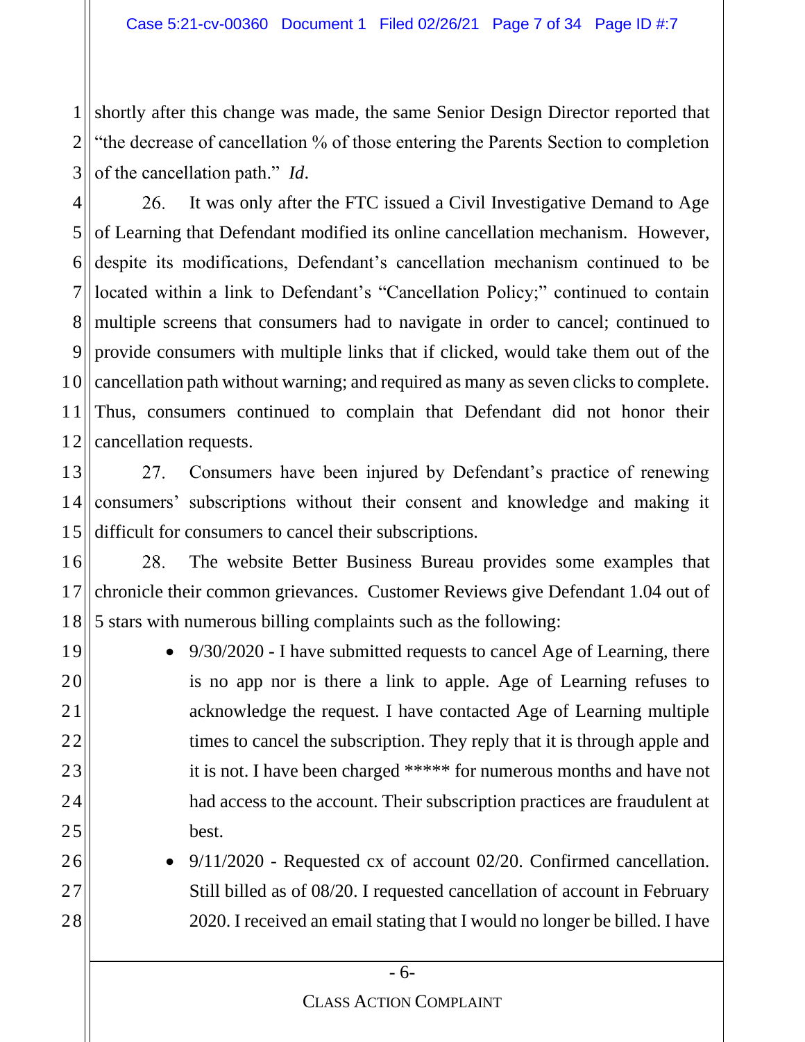shortly after this change was made, the same Senior Design Director reported that "the decrease of cancellation % of those entering the Parents Section to completion of the cancellation path." *Id*.

26. It was only after the FTC issued a Civil Investigative Demand to Age of Learning that Defendant modified its online cancellation mechanism. However, despite its modifications, Defendant's cancellation mechanism continued to be located within a link to Defendant's "Cancellation Policy;" continued to contain multiple screens that consumers had to navigate in order to cancel; continued to provide consumers with multiple links that if clicked, would take them out of the cancellation path without warning; and required as many as seven clicks to complete. Thus, consumers continued to complain that Defendant did not honor their cancellation requests.

27. Consumers have been injured by Defendant's practice of renewing consumers' subscriptions without their consent and knowledge and making it difficult for consumers to cancel their subscriptions.

28. The website Better Business Bureau provides some examples that chronicle their common grievances. Customer Reviews give Defendant 1.04 out of 5 stars with numerous billing complaints such as the following:

- 9/30/2020 - I have submitted requests to cancel Age of Learning, there is no app nor is there a link to apple. Age of Learning refuses to acknowledge the request. I have contacted Age of Learning multiple times to cancel the subscription. They reply that it is through apple and it is not. I have been charged ***** for numerous months and have not had access to the account. Their subscription practices are fraudulent at best.
- 9/11/2020 - Requested cx of account 02/20. Confirmed cancellation. Still billed as of 08/20. I requested cancellation of account in February 2020. I received an email stating that I would no longer be billed. I have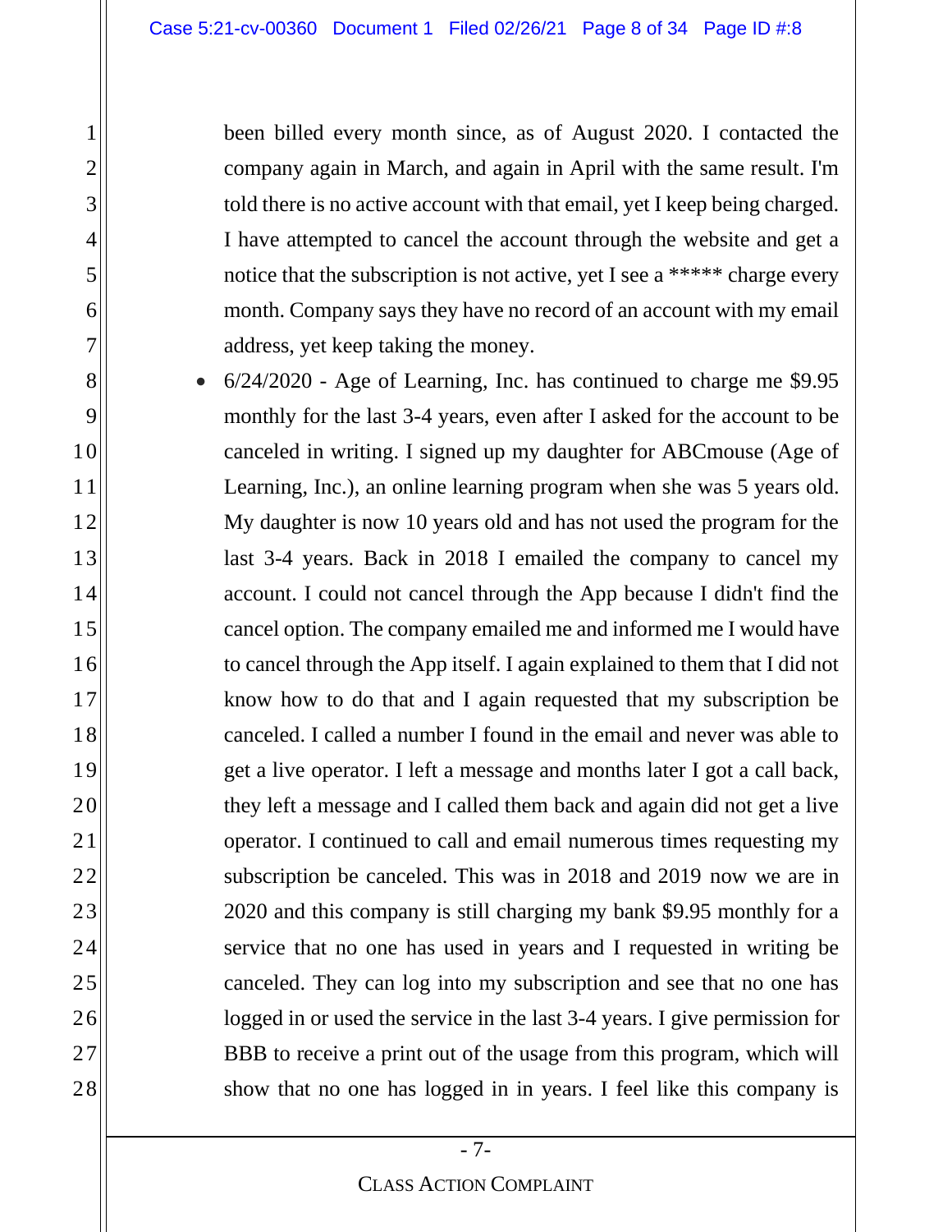been billed every month since, as of August 2020. I contacted the company again in March, and again in April with the same result. I'm told there is no active account with that email, yet I keep being charged. I have attempted to cancel the account through the website and get a notice that the subscription is not active, yet I see a ***** charge every month. Company says they have no record of an account with my email address, yet keep taking the money.

- 6/24/2020 - Age of Learning, Inc. has continued to charge me $9.95 monthly for the last 3-4 years, even after I asked for the account to be canceled in writing. I signed up my daughter for ABCmouse (Age of Learning, Inc.), an online learning program when she was 5 years old. My daughter is now 10 years old and has not used the program for the last 3-4 years. Back in 2018 I emailed the company to cancel my account. I could not cancel through the App because I didn't find the cancel option. The company emailed me and informed me I would have to cancel through the App itself. I again explained to them that I did not know how to do that and I again requested that my subscription be canceled. I called a number I found in the email and never was able to get a live operator. I left a message and months later I got a call back, they left a message and I called them back and again did not get a live operator. I continued to call and email numerous times requesting my subscription be canceled. This was in 2018 and 2019 now we are in 2020 and this company is still charging my bank $9.95 monthly for a service that no one has used in years and I requested in writing be canceled. They can log into my subscription and see that no one has logged in or used the service in the last 3-4 years. I give permission for BBB to receive a print out of the usage from this program, which will show that no one has logged in in years. I feel like this company is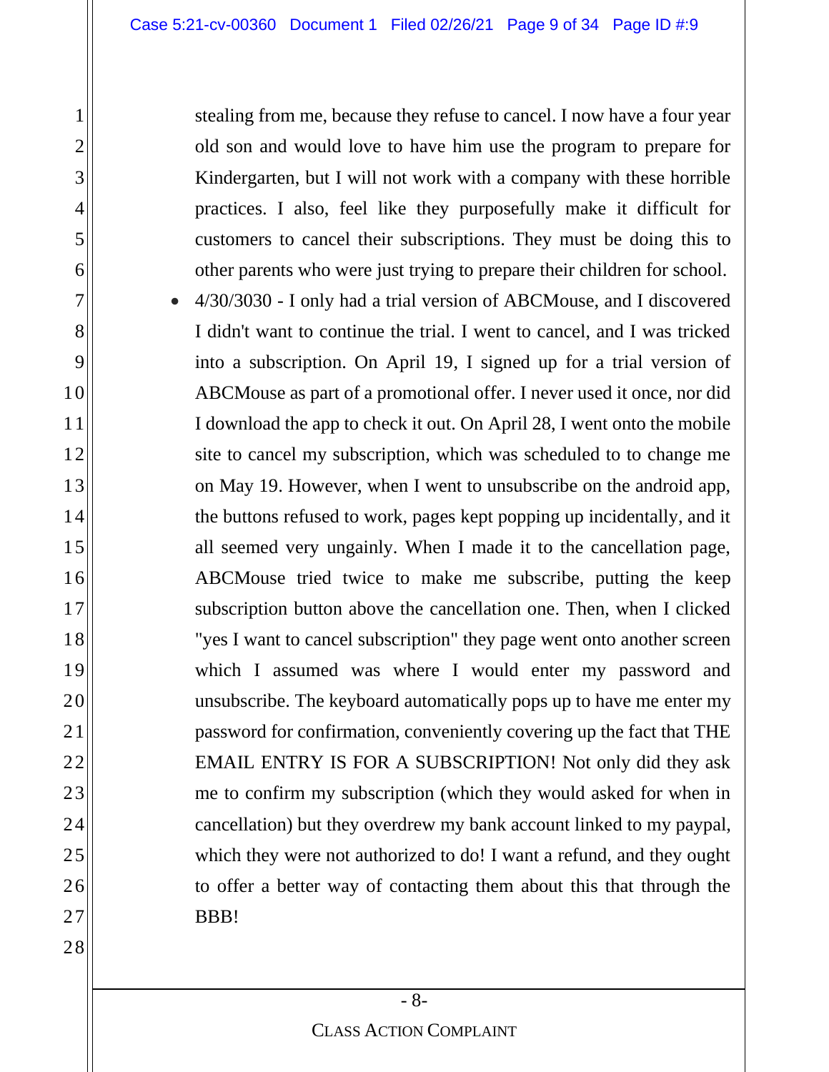stealing from me, because they refuse to cancel. I now have a four year old son and would love to have him use the program to prepare for Kindergarten, but I will not work with a company with these horrible practices. I also, feel like they purposefully make it difficult for customers to cancel their subscriptions. They must be doing this to other parents who were just trying to prepare their children for school.

- 4/30/3030 - I only had a trial version of ABCMouse, and I discovered I didn't want to continue the trial. I went to cancel, and I was tricked into a subscription. On April 19, I signed up for a trial version of ABCMouse as part of a promotional offer. I never used it once, nor did I download the app to check it out. On April 28, I went onto the mobile site to cancel my subscription, which was scheduled to to change me on May 19. However, when I went to unsubscribe on the android app, the buttons refused to work, pages kept popping up incidentally, and it all seemed very ungainly. When I made it to the cancellation page, ABCMouse tried twice to make me subscribe, putting the keep subscription button above the cancellation one. Then, when I clicked "yes I want to cancel subscription" they page went onto another screen which I assumed was where I would enter my password and unsubscribe. The keyboard automatically pops up to have me enter my password for confirmation, conveniently covering up the fact that THE EMAIL ENTRY IS FOR A SUBSCRIPTION! Not only did they ask me to confirm my subscription (which they would asked for when in cancellation) but they overdrew my bank account linked to my paypal, which they were not authorized to do! I want a refund, and they ought to offer a better way of contacting them about this that through the BBB!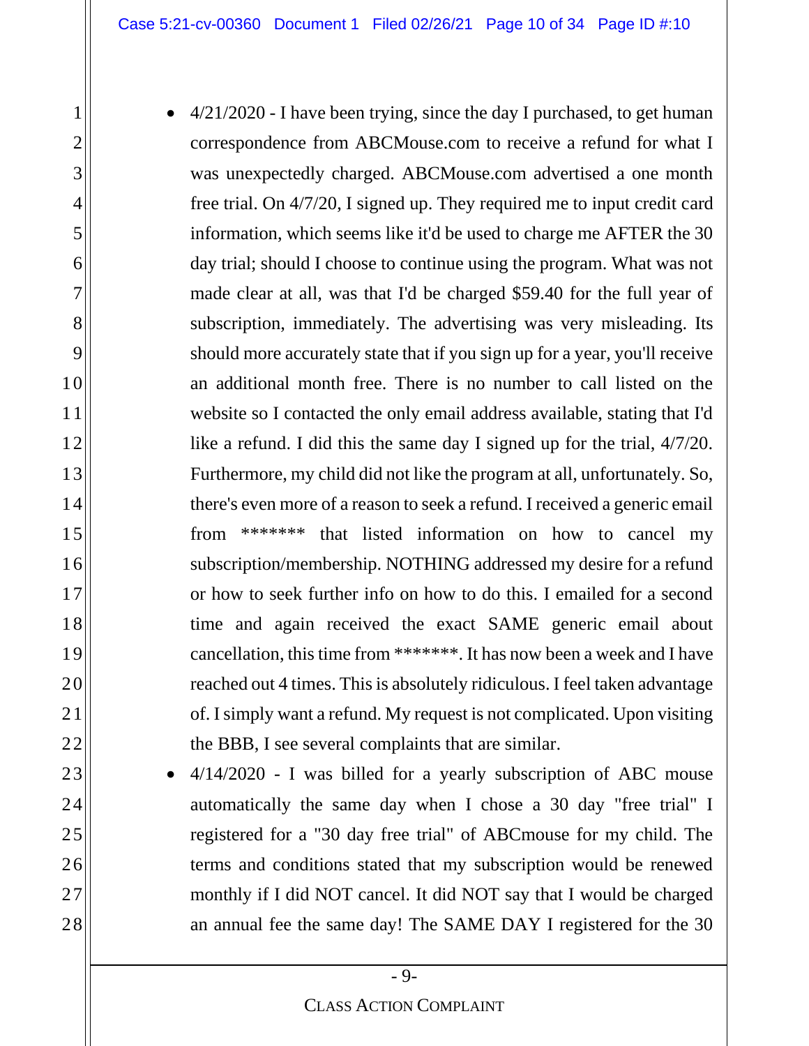- 4/21/2020 - I have been trying, since the day I purchased, to get human correspondence from ABCMouse.com to receive a refund for what I was unexpectedly charged. ABCMouse.com advertised a one month free trial. On 4/7/20, I signed up. They required me to input credit card information, which seems like it'd be used to charge me AFTER the 30 day trial; should I choose to continue using the program. What was not made clear at all, was that I'd be charged $59.40 for the full year of subscription, immediately. The advertising was very misleading. Its should more accurately state that if you sign up for a year, you'll receive an additional month free. There is no number to call listed on the website so I contacted the only email address available, stating that I'd like a refund. I did this the same day I signed up for the trial, 4/7/20. Furthermore, my child did not like the program at all, unfortunately. So, there's even more of a reason to seek a refund. I received a generic email from ******* that listed information on how to cancel my subscription/membership. NOTHING addressed my desire for a refund or how to seek further info on how to do this. I emailed for a second time and again received the exact SAME generic email about cancellation, this time from *******. It has now been a week and I have reached out 4 times. This is absolutely ridiculous. I feel taken advantage of. I simply want a refund. My request is not complicated. Upon visiting the BBB, I see several complaints that are similar.
- 4/14/2020 - I was billed for a yearly subscription of ABC mouse automatically the same day when I chose a 30 day "free trial" I registered for a "30 day free trial" of ABCmouse for my child. The terms and conditions stated that my subscription would be renewed monthly if I did NOT cancel. It did NOT say that I would be charged an annual fee the same day! The SAME DAY I registered for the 30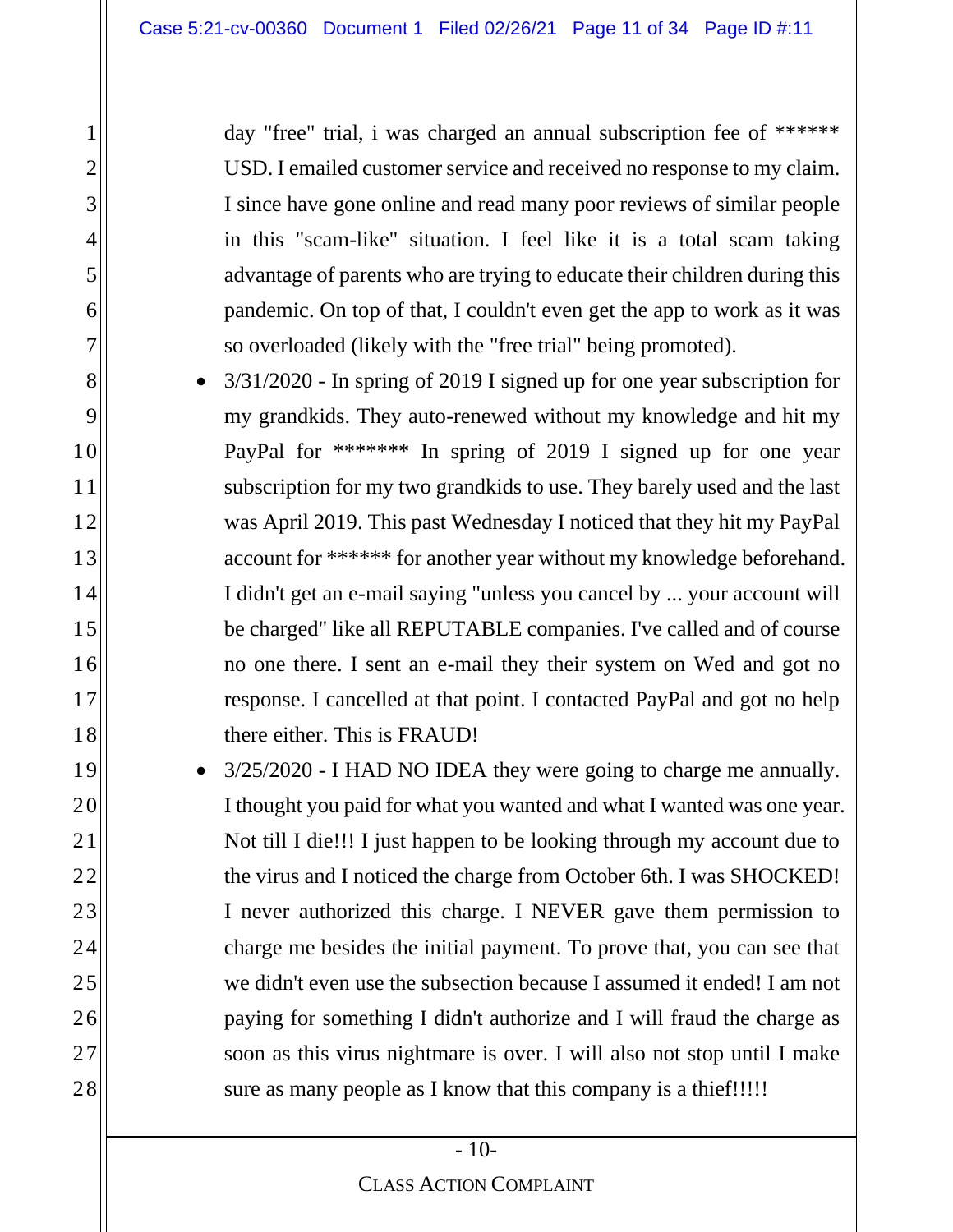day "free" trial, i was charged an annual subscription fee of ****** USD. I emailed customer service and received no response to my claim. I since have gone online and read many poor reviews of similar people in this "scam-like" situation. I feel like it is a total scam taking advantage of parents who are trying to educate their children during this pandemic. On top of that, I couldn't even get the app to work as it was so overloaded (likely with the "free trial" being promoted).

- 3/31/2020 - In spring of 2019 I signed up for one year subscription for my grandkids. They auto-renewed without my knowledge and hit my PayPal for ******* In spring of 2019 I signed up for one year subscription for my two grandkids to use. They barely used and the last was April 2019. This past Wednesday I noticed that they hit my PayPal account for ****** for another year without my knowledge beforehand. I didn't get an e-mail saying "unless you cancel by ... your account will be charged" like all REPUTABLE companies. I've called and of course no one there. I sent an e-mail they their system on Wed and got no response. I cancelled at that point. I contacted PayPal and got no help there either. This is FRAUD!
- 3/25/2020 - I HAD NO IDEA they were going to charge me annually. I thought you paid for what you wanted and what I wanted was one year. Not till I die!!! I just happen to be looking through my account due to the virus and I noticed the charge from October 6th. I was SHOCKED! I never authorized this charge. I NEVER gave them permission to charge me besides the initial payment. To prove that, you can see that we didn't even use the subsection because I assumed it ended! I am not paying for something I didn't authorize and I will fraud the charge as soon as this virus nightmare is over. I will also not stop until I make sure as many people as I know that this company is a thief!!!!!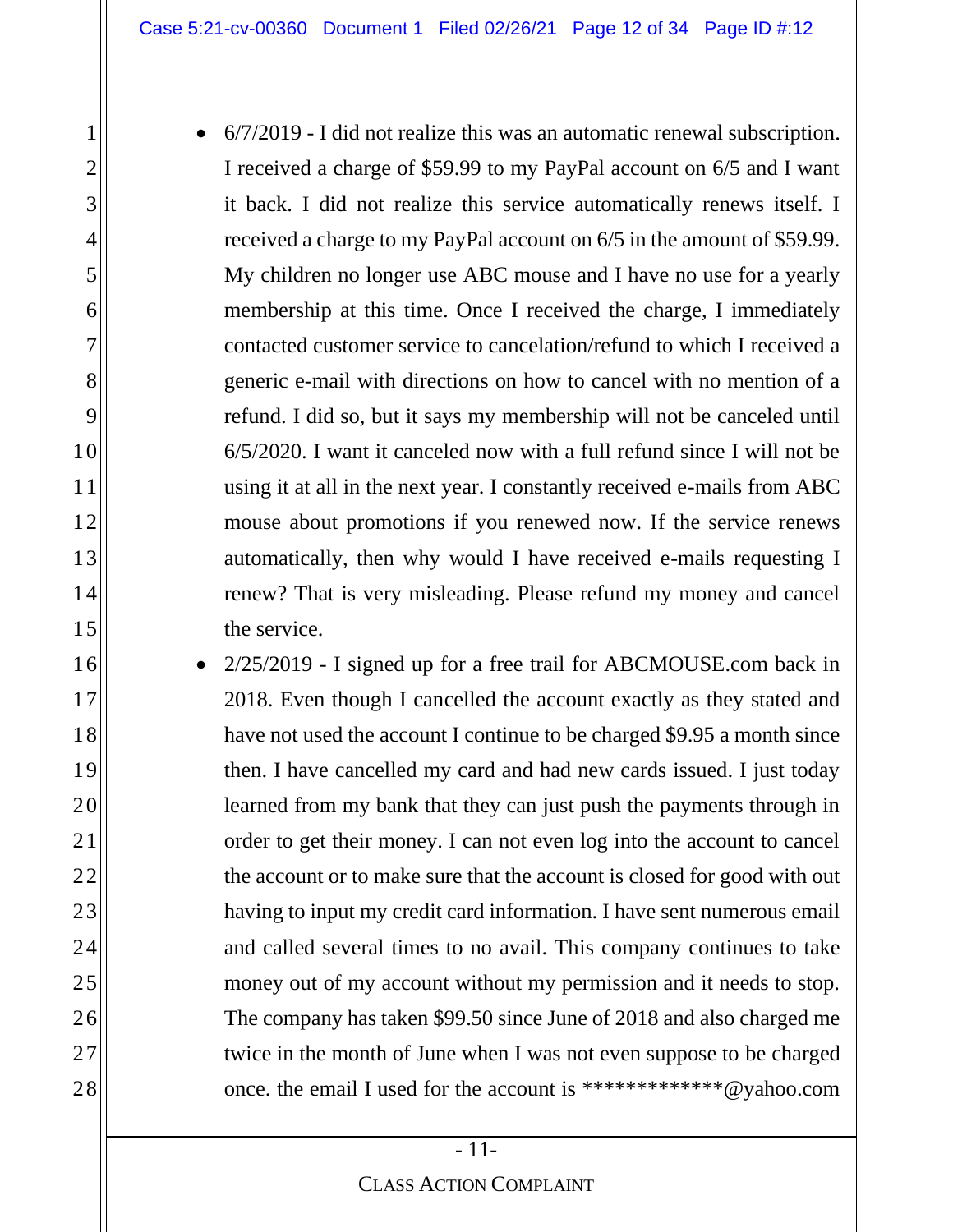- 6/7/2019 - I did not realize this was an automatic renewal subscription. I received a charge of $59.99 to my PayPal account on 6/5 and I want it back. I did not realize this service automatically renews itself. I received a charge to my PayPal account on 6/5 in the amount of $59.99. My children no longer use ABC mouse and I have no use for a yearly membership at this time. Once I received the charge, I immediately contacted customer service to cancelation/refund to which I received a generic e-mail with directions on how to cancel with no mention of a refund. I did so, but it says my membership will not be canceled until 6/5/2020. I want it canceled now with a full refund since I will not be using it at all in the next year. I constantly received e-mails from ABC mouse about promotions if you renewed now. If the service renews automatically, then why would I have received e-mails requesting I renew? That is very misleading. Please refund my money and cancel the service.
- 2/25/2019 - I signed up for a free trail for ABCMOUSE.com back in 2018. Even though I cancelled the account exactly as they stated and have not used the account I continue to be charged $9.95 a month since then. I have cancelled my card and had new cards issued. I just today learned from my bank that they can just push the payments through in order to get their money. I can not even log into the account to cancel the account or to make sure that the account is closed for good with out having to input my credit card information. I have sent numerous email and called several times to no avail. This company continues to take money out of my account without my permission and it needs to stop. The company has taken $99.50 since June of 2018 and also charged me twice in the month of June when I was not even suppose to be charged once. the email I used for the account is *************@yahoo.com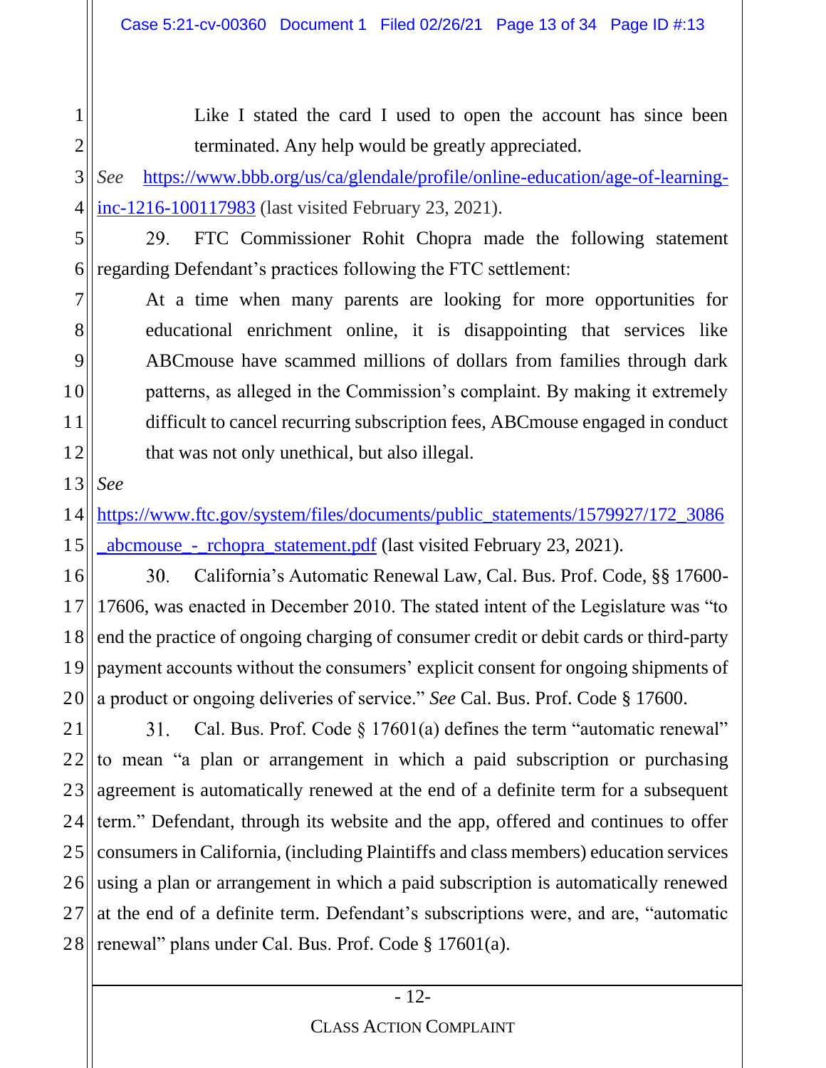> Like I stated the card I used to open the account has since been terminated. Any help would be greatly appreciated.

*See* https://www.bbb.org/us/ca/glendale/profile/online-education/age-of-learning-inc-1216-100117983 (last visited February 23, 2021).

29. FTC Commissioner Rohit Chopra made the following statement regarding Defendant's practices following the FTC settlement:

> At a time when many parents are looking for more opportunities for educational enrichment online, it is disappointing that services like ABCmouse have scammed millions of dollars from families through dark patterns, as alleged in the Commission's complaint. By making it extremely difficult to cancel recurring subscription fees, ABCmouse engaged in conduct that was not only unethical, but also illegal.

*See* https://www.ftc.gov/system/files/documents/public_statements/1579927/172_3086_abcmouse_-_rchopra_statement.pdf (last visited February 23, 2021).

30. California's Automatic Renewal Law, Cal. Bus. Prof. Code, §§ 17600-17606, was enacted in December 2010. The stated intent of the Legislature was "to end the practice of ongoing charging of consumer credit or debit cards or third-party payment accounts without the consumers' explicit consent for ongoing shipments of a product or ongoing deliveries of service." *See* Cal. Bus. Prof. Code § 17600.

31. Cal. Bus. Prof. Code § 17601(a) defines the term "automatic renewal" to mean "a plan or arrangement in which a paid subscription or purchasing agreement is automatically renewed at the end of a definite term for a subsequent term." Defendant, through its website and the app, offered and continues to offer consumers in California, (including Plaintiffs and class members) education services using a plan or arrangement in which a paid subscription is automatically renewed at the end of a definite term. Defendant's subscriptions were, and are, "automatic renewal" plans under Cal. Bus. Prof. Code § 17601(a).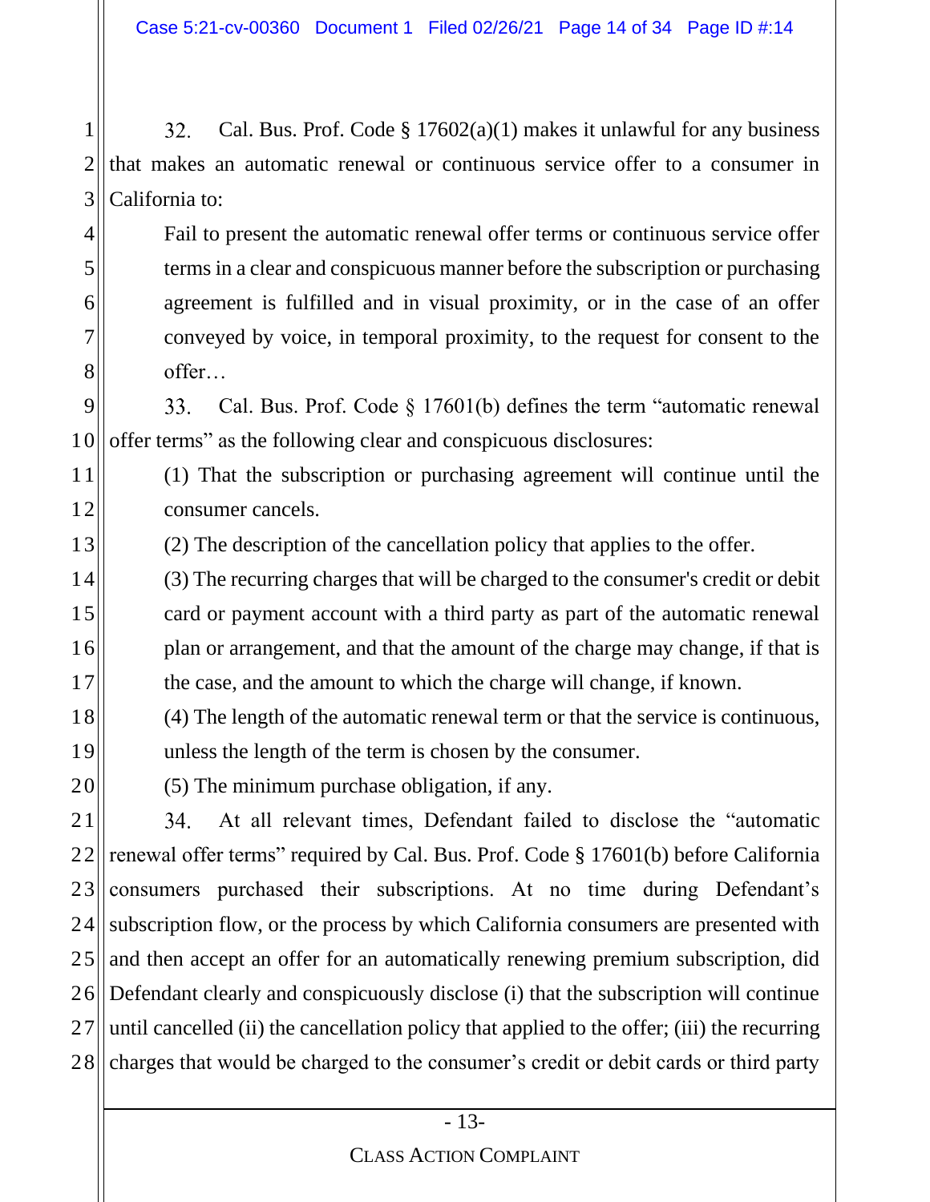32. Cal. Bus. Prof. Code § 17602(a)(1) makes it unlawful for any business that makes an automatic renewal or continuous service offer to a consumer in California to:

> Fail to present the automatic renewal offer terms or continuous service offer terms in a clear and conspicuous manner before the subscription or purchasing agreement is fulfilled and in visual proximity, or in the case of an offer conveyed by voice, in temporal proximity, to the request for consent to the offer…

33. Cal. Bus. Prof. Code § 17601(b) defines the term "automatic renewal offer terms" as the following clear and conspicuous disclosures:

> (1) That the subscription or purchasing agreement will continue until the consumer cancels.
>
> (2) The description of the cancellation policy that applies to the offer.
>
> (3) The recurring charges that will be charged to the consumer's credit or debit card or payment account with a third party as part of the automatic renewal plan or arrangement, and that the amount of the charge may change, if that is the case, and the amount to which the charge will change, if known.
>
> (4) The length of the automatic renewal term or that the service is continuous, unless the length of the term is chosen by the consumer.
>
> (5) The minimum purchase obligation, if any.

34. At all relevant times, Defendant failed to disclose the "automatic renewal offer terms" required by Cal. Bus. Prof. Code § 17601(b) before California consumers purchased their subscriptions. At no time during Defendant's subscription flow, or the process by which California consumers are presented with and then accept an offer for an automatically renewing premium subscription, did Defendant clearly and conspicuously disclose (i) that the subscription will continue until cancelled (ii) the cancellation policy that applied to the offer; (iii) the recurring charges that would be charged to the consumer's credit or debit cards or third party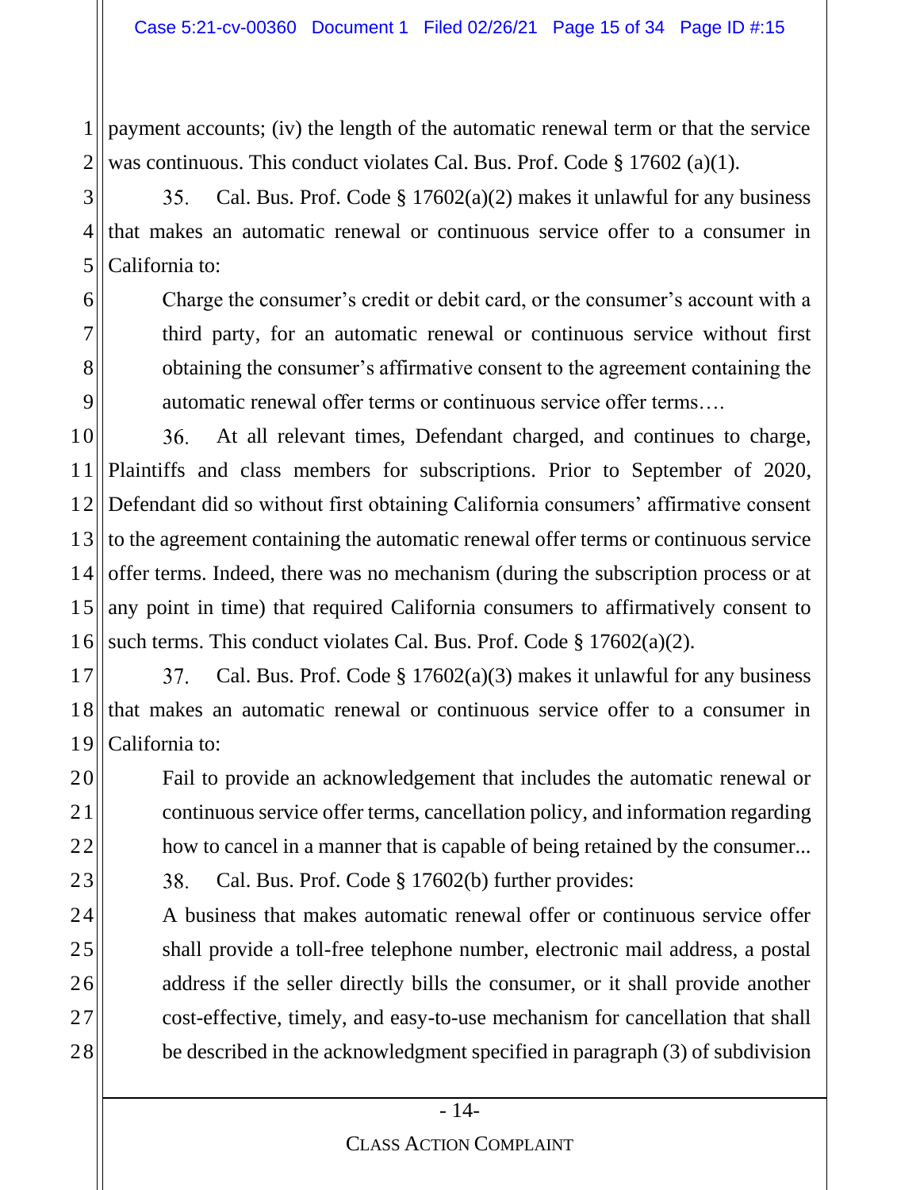payment accounts; (iv) the length of the automatic renewal term or that the service was continuous. This conduct violates Cal. Bus. Prof. Code § 17602 (a)(1).

35. Cal. Bus. Prof. Code § 17602(a)(2) makes it unlawful for any business that makes an automatic renewal or continuous service offer to a consumer in California to:

> Charge the consumer's credit or debit card, or the consumer's account with a third party, for an automatic renewal or continuous service without first obtaining the consumer's affirmative consent to the agreement containing the automatic renewal offer terms or continuous service offer terms….

36. At all relevant times, Defendant charged, and continues to charge, Plaintiffs and class members for subscriptions. Prior to September of 2020, Defendant did so without first obtaining California consumers' affirmative consent to the agreement containing the automatic renewal offer terms or continuous service offer terms. Indeed, there was no mechanism (during the subscription process or at any point in time) that required California consumers to affirmatively consent to such terms. This conduct violates Cal. Bus. Prof. Code § 17602(a)(2).

37. Cal. Bus. Prof. Code § 17602(a)(3) makes it unlawful for any business that makes an automatic renewal or continuous service offer to a consumer in California to:

> Fail to provide an acknowledgement that includes the automatic renewal or continuous service offer terms, cancellation policy, and information regarding how to cancel in a manner that is capable of being retained by the consumer...

38. Cal. Bus. Prof. Code § 17602(b) further provides:

> A business that makes automatic renewal offer or continuous service offer shall provide a toll-free telephone number, electronic mail address, a postal address if the seller directly bills the consumer, or it shall provide another cost-effective, timely, and easy-to-use mechanism for cancellation that shall be described in the acknowledgment specified in paragraph (3) of subdivision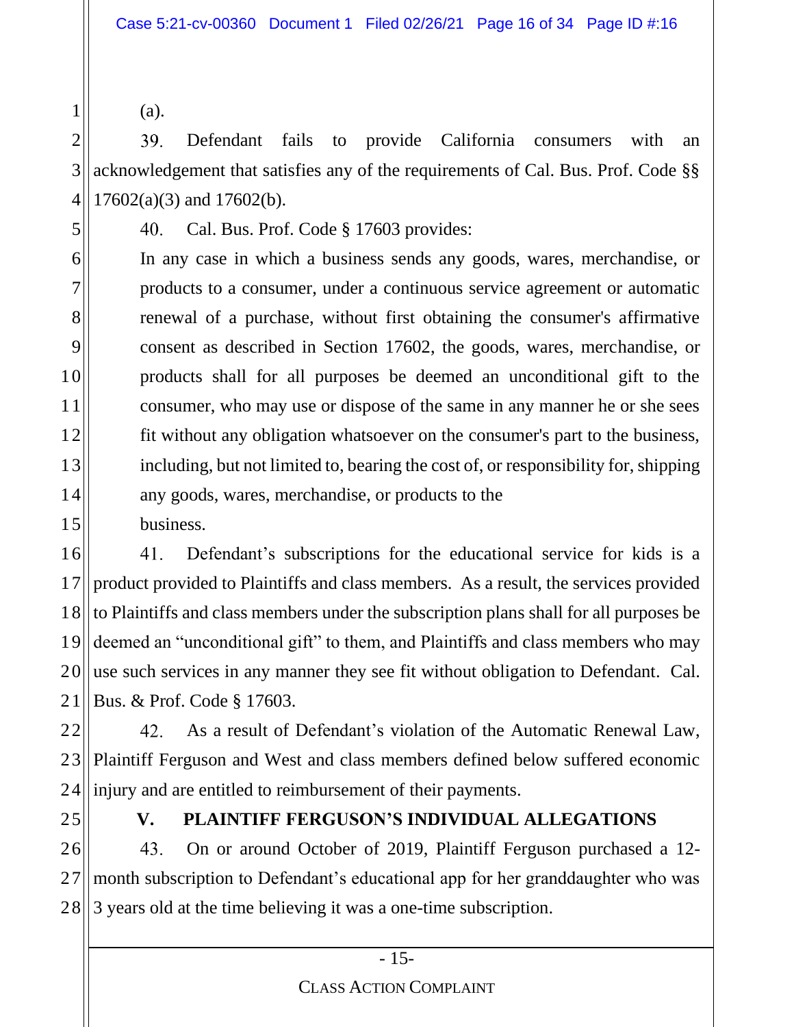(a).

39. Defendant fails to provide California consumers with an acknowledgement that satisfies any of the requirements of Cal. Bus. Prof. Code §§ 17602(a)(3) and 17602(b).

40. Cal. Bus. Prof. Code § 17603 provides:

> In any case in which a business sends any goods, wares, merchandise, or products to a consumer, under a continuous service agreement or automatic renewal of a purchase, without first obtaining the consumer's affirmative consent as described in Section 17602, the goods, wares, merchandise, or products shall for all purposes be deemed an unconditional gift to the consumer, who may use or dispose of the same in any manner he or she sees fit without any obligation whatsoever on the consumer's part to the business, including, but not limited to, bearing the cost of, or responsibility for, shipping any goods, wares, merchandise, or products to the business.

41. Defendant's subscriptions for the educational service for kids is a product provided to Plaintiffs and class members. As a result, the services provided to Plaintiffs and class members under the subscription plans shall for all purposes be deemed an "unconditional gift" to them, and Plaintiffs and class members who may use such services in any manner they see fit without obligation to Defendant. Cal. Bus. & Prof. Code § 17603.

42. As a result of Defendant's violation of the Automatic Renewal Law, Plaintiff Ferguson and West and class members defined below suffered economic injury and are entitled to reimbursement of their payments.

## V. PLAINTIFF FERGUSON'S INDIVIDUAL ALLEGATIONS

43. On or around October of 2019, Plaintiff Ferguson purchased a 12-month subscription to Defendant's educational app for her granddaughter who was 3 years old at the time believing it was a one-time subscription.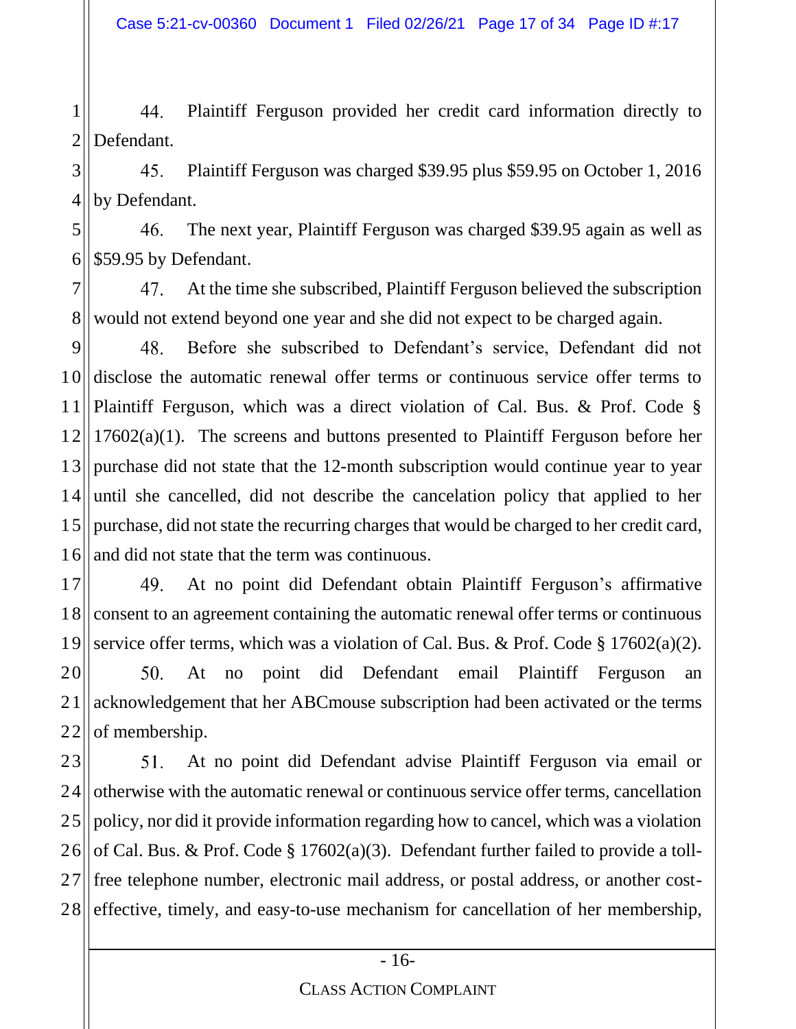44. Plaintiff Ferguson provided her credit card information directly to Defendant.

45. Plaintiff Ferguson was charged $39.95 plus $59.95 on October 1, 2016 by Defendant.

46. The next year, Plaintiff Ferguson was charged $39.95 again as well as $59.95 by Defendant.

47. At the time she subscribed, Plaintiff Ferguson believed the subscription would not extend beyond one year and she did not expect to be charged again.

48. Before she subscribed to Defendant's service, Defendant did not disclose the automatic renewal offer terms or continuous service offer terms to Plaintiff Ferguson, which was a direct violation of Cal. Bus. & Prof. Code § 17602(a)(1). The screens and buttons presented to Plaintiff Ferguson before her purchase did not state that the 12-month subscription would continue year to year until she cancelled, did not describe the cancelation policy that applied to her purchase, did not state the recurring charges that would be charged to her credit card, and did not state that the term was continuous.

49. At no point did Defendant obtain Plaintiff Ferguson's affirmative consent to an agreement containing the automatic renewal offer terms or continuous service offer terms, which was a violation of Cal. Bus. & Prof. Code § 17602(a)(2).

50. At no point did Defendant email Plaintiff Ferguson an acknowledgement that her ABCmouse subscription had been activated or the terms of membership.

51. At no point did Defendant advise Plaintiff Ferguson via email or otherwise with the automatic renewal or continuous service offer terms, cancellation policy, nor did it provide information regarding how to cancel, which was a violation of Cal. Bus. & Prof. Code § 17602(a)(3). Defendant further failed to provide a toll-free telephone number, electronic mail address, or postal address, or another cost-effective, timely, and easy-to-use mechanism for cancellation of her membership,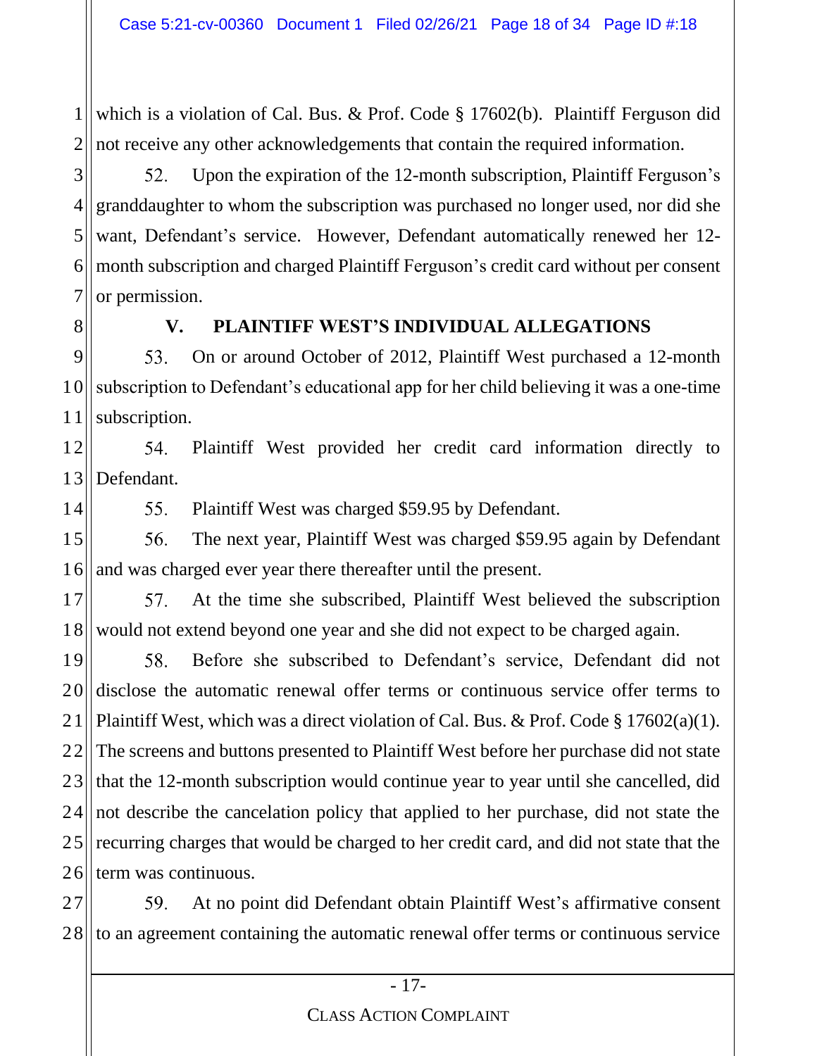which is a violation of Cal. Bus. & Prof. Code § 17602(b). Plaintiff Ferguson did not receive any other acknowledgements that contain the required information.

52. Upon the expiration of the 12-month subscription, Plaintiff Ferguson's granddaughter to whom the subscription was purchased no longer used, nor did she want, Defendant's service. However, Defendant automatically renewed her 12-month subscription and charged Plaintiff Ferguson's credit card without per consent or permission.

## V. PLAINTIFF WEST'S INDIVIDUAL ALLEGATIONS

53. On or around October of 2012, Plaintiff West purchased a 12-month subscription to Defendant's educational app for her child believing it was a one-time subscription.

54. Plaintiff West provided her credit card information directly to Defendant.

55. Plaintiff West was charged $59.95 by Defendant.

56. The next year, Plaintiff West was charged $59.95 again by Defendant and was charged ever year there thereafter until the present.

57. At the time she subscribed, Plaintiff West believed the subscription would not extend beyond one year and she did not expect to be charged again.

58. Before she subscribed to Defendant's service, Defendant did not disclose the automatic renewal offer terms or continuous service offer terms to Plaintiff West, which was a direct violation of Cal. Bus. & Prof. Code § 17602(a)(1). The screens and buttons presented to Plaintiff West before her purchase did not state that the 12-month subscription would continue year to year until she cancelled, did not describe the cancelation policy that applied to her purchase, did not state the recurring charges that would be charged to her credit card, and did not state that the term was continuous.

59. At no point did Defendant obtain Plaintiff West's affirmative consent to an agreement containing the automatic renewal offer terms or continuous service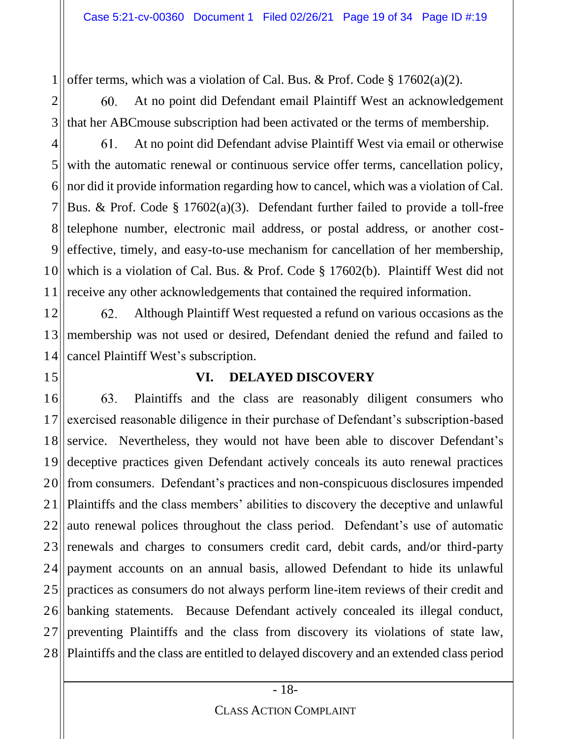offer terms, which was a violation of Cal. Bus. & Prof. Code § 17602(a)(2).

60. At no point did Defendant email Plaintiff West an acknowledgement that her ABCmouse subscription had been activated or the terms of membership.

61. At no point did Defendant advise Plaintiff West via email or otherwise with the automatic renewal or continuous service offer terms, cancellation policy, nor did it provide information regarding how to cancel, which was a violation of Cal. Bus. & Prof. Code § 17602(a)(3). Defendant further failed to provide a toll-free telephone number, electronic mail address, or postal address, or another cost-effective, timely, and easy-to-use mechanism for cancellation of her membership, which is a violation of Cal. Bus. & Prof. Code § 17602(b). Plaintiff West did not receive any other acknowledgements that contained the required information.

62. Although Plaintiff West requested a refund on various occasions as the membership was not used or desired, Defendant denied the refund and failed to cancel Plaintiff West's subscription.

## VI. DELAYED DISCOVERY

63. Plaintiffs and the class are reasonably diligent consumers who exercised reasonable diligence in their purchase of Defendant's subscription-based service. Nevertheless, they would not have been able to discover Defendant's deceptive practices given Defendant actively conceals its auto renewal practices from consumers. Defendant's practices and non-conspicuous disclosures impended Plaintiffs and the class members' abilities to discovery the deceptive and unlawful auto renewal polices throughout the class period. Defendant's use of automatic renewals and charges to consumers credit card, debit cards, and/or third-party payment accounts on an annual basis, allowed Defendant to hide its unlawful practices as consumers do not always perform line-item reviews of their credit and banking statements. Because Defendant actively concealed its illegal conduct, preventing Plaintiffs and the class from discovery its violations of state law, Plaintiffs and the class are entitled to delayed discovery and an extended class period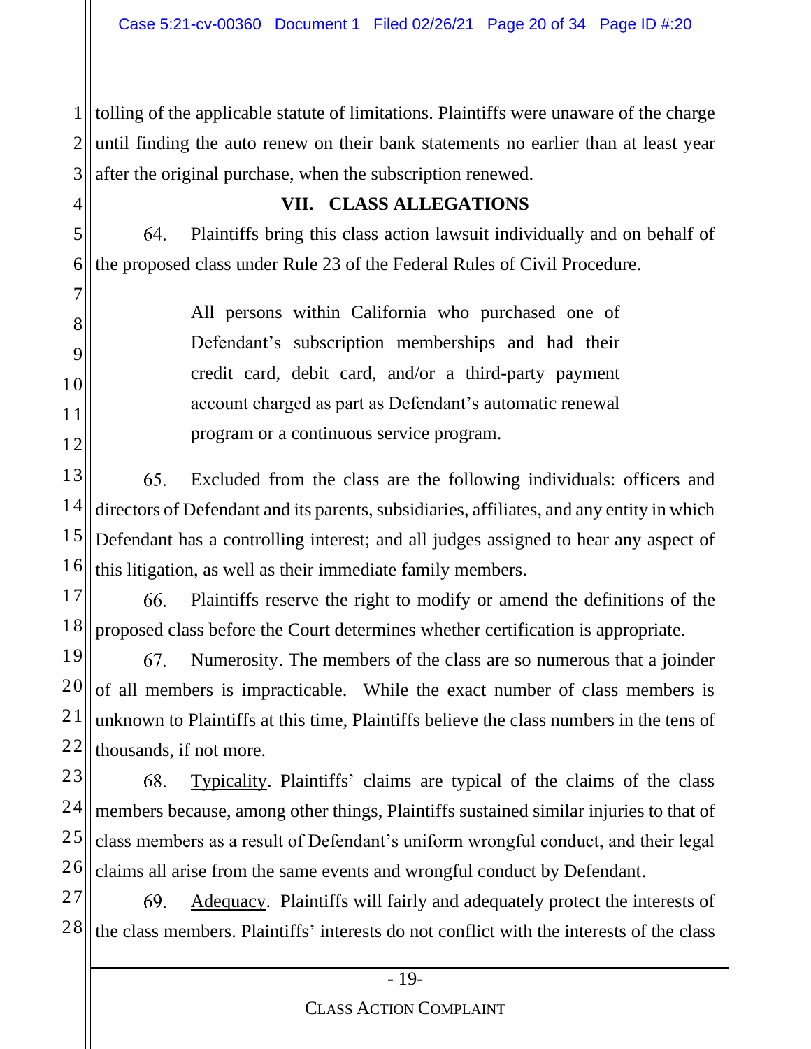tolling of the applicable statute of limitations. Plaintiffs were unaware of the charge until finding the auto renew on their bank statements no earlier than at least year after the original purchase, when the subscription renewed.

## VII. CLASS ALLEGATIONS

64. Plaintiffs bring this class action lawsuit individually and on behalf of the proposed class under Rule 23 of the Federal Rules of Civil Procedure.

> All persons within California who purchased one of Defendant's subscription memberships and had their credit card, debit card, and/or a third-party payment account charged as part as Defendant's automatic renewal program or a continuous service program.

65. Excluded from the class are the following individuals: officers and directors of Defendant and its parents, subsidiaries, affiliates, and any entity in which Defendant has a controlling interest; and all judges assigned to hear any aspect of this litigation, as well as their immediate family members.

66. Plaintiffs reserve the right to modify or amend the definitions of the proposed class before the Court determines whether certification is appropriate.

67. Numerosity. The members of the class are so numerous that a joinder of all members is impracticable. While the exact number of class members is unknown to Plaintiffs at this time, Plaintiffs believe the class numbers in the tens of thousands, if not more.

68. Typicality. Plaintiffs' claims are typical of the claims of the class members because, among other things, Plaintiffs sustained similar injuries to that of class members as a result of Defendant's uniform wrongful conduct, and their legal claims all arise from the same events and wrongful conduct by Defendant.

69. Adequacy. Plaintiffs will fairly and adequately protect the interests of the class members. Plaintiffs' interests do not conflict with the interests of the class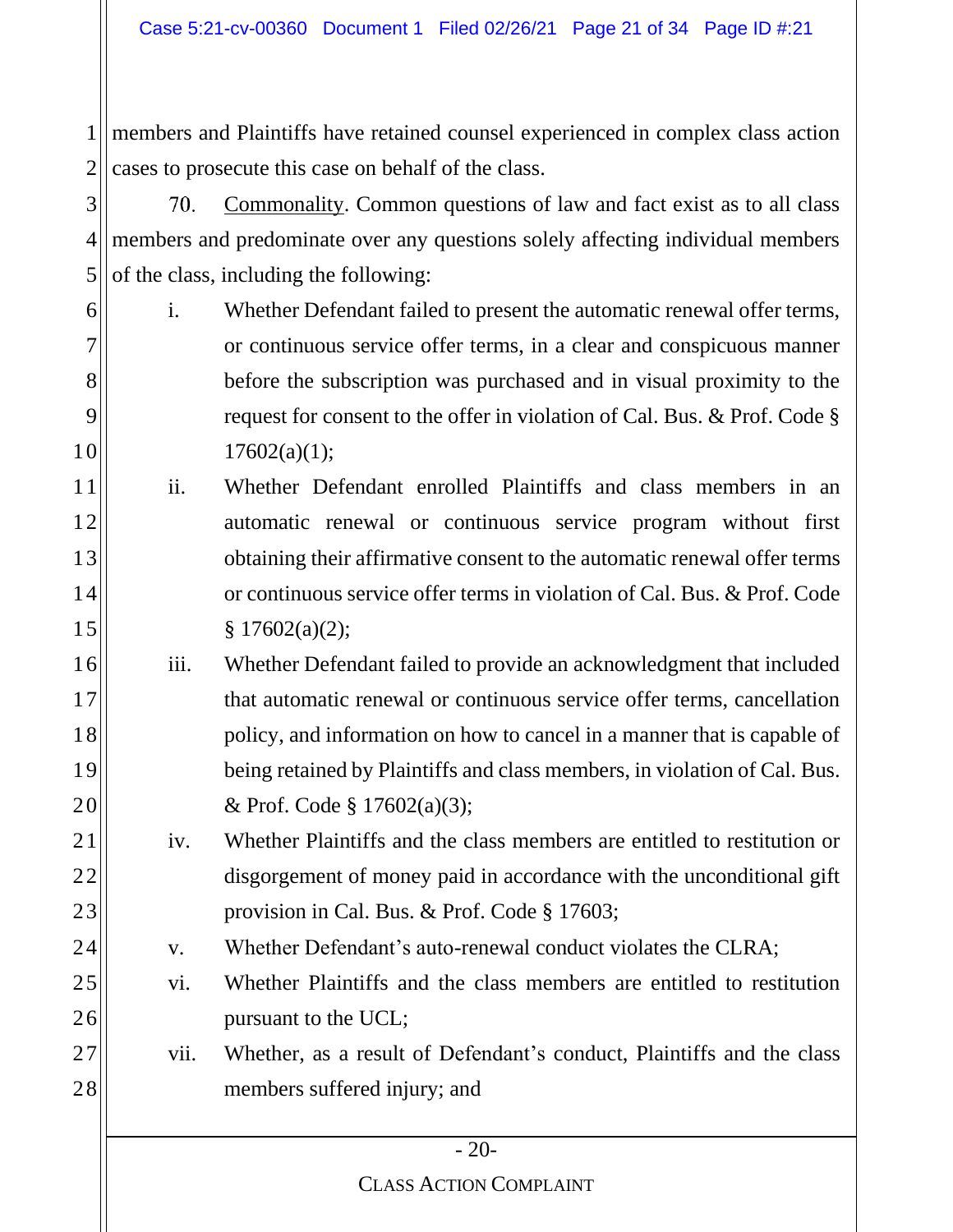members and Plaintiffs have retained counsel experienced in complex class action cases to prosecute this case on behalf of the class.

70. Commonality. Common questions of law and fact exist as to all class members and predominate over any questions solely affecting individual members of the class, including the following:

i. Whether Defendant failed to present the automatic renewal offer terms, or continuous service offer terms, in a clear and conspicuous manner before the subscription was purchased and in visual proximity to the request for consent to the offer in violation of Cal. Bus. & Prof. Code § 17602(a)(1);

ii. Whether Defendant enrolled Plaintiffs and class members in an automatic renewal or continuous service program without first obtaining their affirmative consent to the automatic renewal offer terms or continuous service offer terms in violation of Cal. Bus. & Prof. Code § 17602(a)(2);

iii. Whether Defendant failed to provide an acknowledgment that included that automatic renewal or continuous service offer terms, cancellation policy, and information on how to cancel in a manner that is capable of being retained by Plaintiffs and class members, in violation of Cal. Bus. & Prof. Code § 17602(a)(3);

iv. Whether Plaintiffs and the class members are entitled to restitution or disgorgement of money paid in accordance with the unconditional gift provision in Cal. Bus. & Prof. Code § 17603;

v. Whether Defendant's auto-renewal conduct violates the CLRA;

vi. Whether Plaintiffs and the class members are entitled to restitution pursuant to the UCL;

vii. Whether, as a result of Defendant's conduct, Plaintiffs and the class members suffered injury; and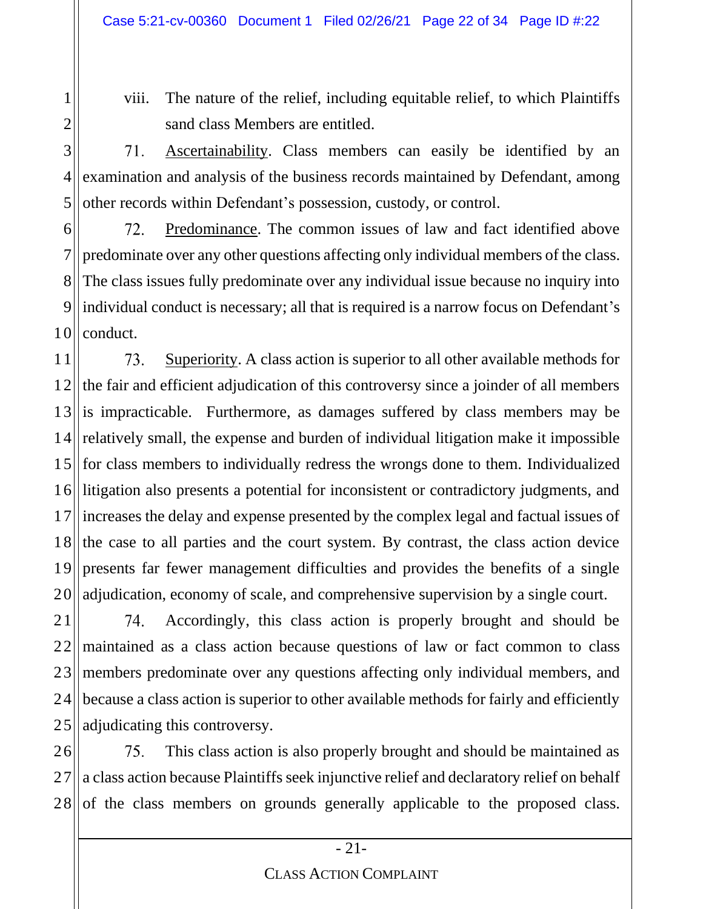viii. The nature of the relief, including equitable relief, to which Plaintiffs sand class Members are entitled.

71. Ascertainability. Class members can easily be identified by an examination and analysis of the business records maintained by Defendant, among other records within Defendant's possession, custody, or control.

72. Predominance. The common issues of law and fact identified above predominate over any other questions affecting only individual members of the class. The class issues fully predominate over any individual issue because no inquiry into individual conduct is necessary; all that is required is a narrow focus on Defendant's conduct.

73. Superiority. A class action is superior to all other available methods for the fair and efficient adjudication of this controversy since a joinder of all members is impracticable. Furthermore, as damages suffered by class members may be relatively small, the expense and burden of individual litigation make it impossible for class members to individually redress the wrongs done to them. Individualized litigation also presents a potential for inconsistent or contradictory judgments, and increases the delay and expense presented by the complex legal and factual issues of the case to all parties and the court system. By contrast, the class action device presents far fewer management difficulties and provides the benefits of a single adjudication, economy of scale, and comprehensive supervision by a single court.

74. Accordingly, this class action is properly brought and should be maintained as a class action because questions of law or fact common to class members predominate over any questions affecting only individual members, and because a class action is superior to other available methods for fairly and efficiently adjudicating this controversy.

75. This class action is also properly brought and should be maintained as a class action because Plaintiffs seek injunctive relief and declaratory relief on behalf of the class members on grounds generally applicable to the proposed class.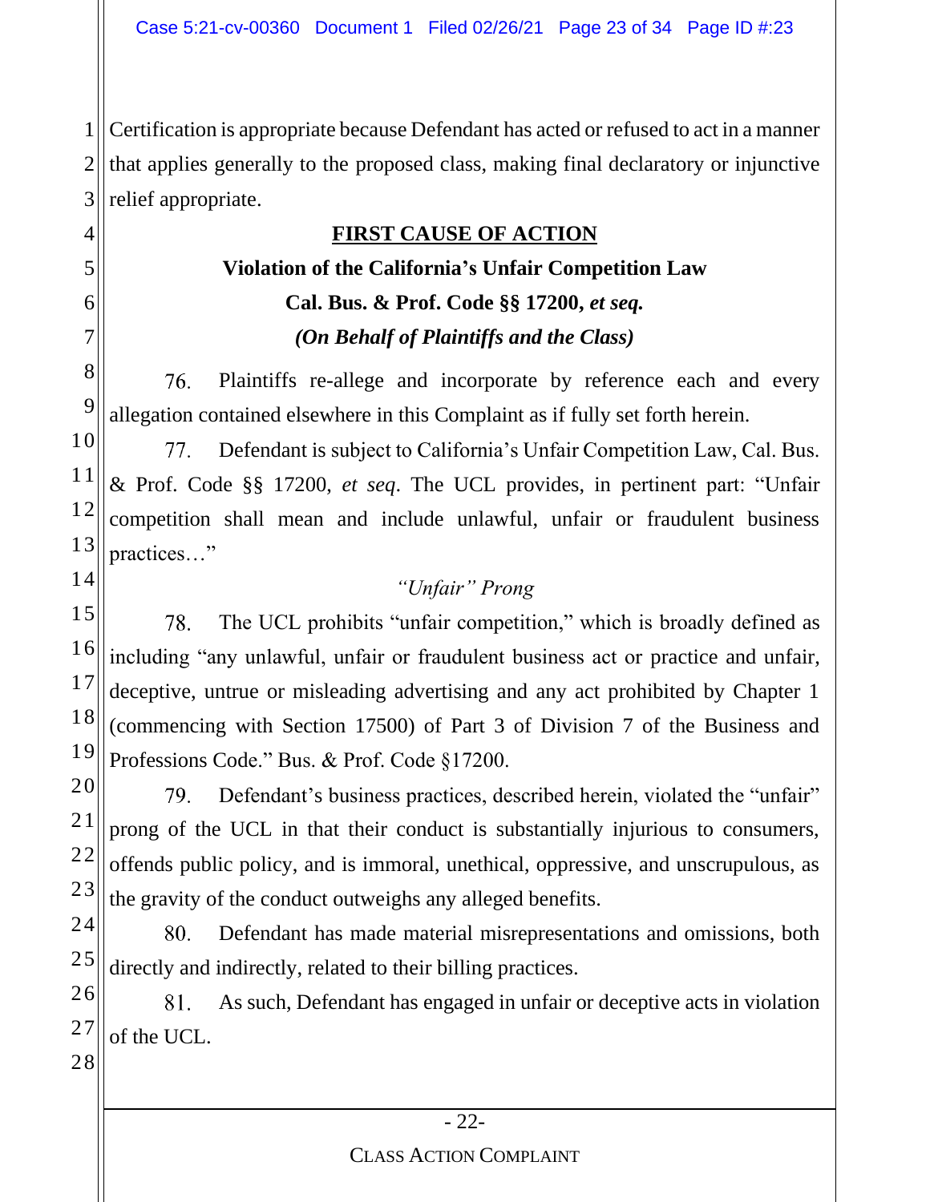Certification is appropriate because Defendant has acted or refused to act in a manner that applies generally to the proposed class, making final declaratory or injunctive relief appropriate.

## FIRST CAUSE OF ACTION

**Violation of the California's Unfair Competition Law**

**Cal. Bus. & Prof. Code §§ 17200, *et seq.***

***(On Behalf of Plaintiffs and the Class)***

76. Plaintiffs re-allege and incorporate by reference each and every allegation contained elsewhere in this Complaint as if fully set forth herein.

77. Defendant is subject to California's Unfair Competition Law, Cal. Bus. & Prof. Code §§ 17200, *et seq*. The UCL provides, in pertinent part: "Unfair competition shall mean and include unlawful, unfair or fraudulent business practices…"

*"Unfair" Prong*

78. The UCL prohibits "unfair competition," which is broadly defined as including "any unlawful, unfair or fraudulent business act or practice and unfair, deceptive, untrue or misleading advertising and any act prohibited by Chapter 1 (commencing with Section 17500) of Part 3 of Division 7 of the Business and Professions Code." Bus. & Prof. Code §17200.

79. Defendant's business practices, described herein, violated the "unfair" prong of the UCL in that their conduct is substantially injurious to consumers, offends public policy, and is immoral, unethical, oppressive, and unscrupulous, as the gravity of the conduct outweighs any alleged benefits.

80. Defendant has made material misrepresentations and omissions, both directly and indirectly, related to their billing practices.

81. As such, Defendant has engaged in unfair or deceptive acts in violation of the UCL.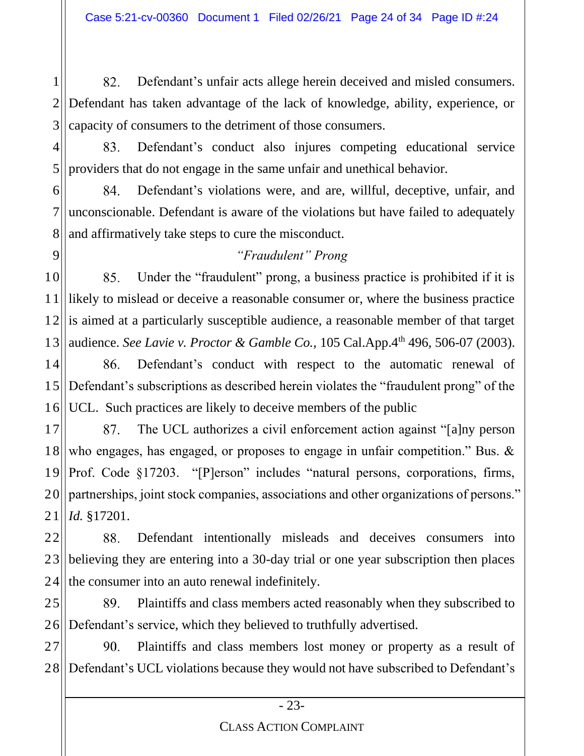82. Defendant's unfair acts allege herein deceived and misled consumers. Defendant has taken advantage of the lack of knowledge, ability, experience, or capacity of consumers to the detriment of those consumers.

83. Defendant's conduct also injures competing educational service providers that do not engage in the same unfair and unethical behavior.

84. Defendant's violations were, and are, willful, deceptive, unfair, and unconscionable. Defendant is aware of the violations but have failed to adequately and affirmatively take steps to cure the misconduct.

*"Fraudulent" Prong*

85. Under the "fraudulent" prong, a business practice is prohibited if it is likely to mislead or deceive a reasonable consumer or, where the business practice is aimed at a particularly susceptible audience, a reasonable member of that target audience. *See Lavie v. Proctor & Gamble Co.,* 105 Cal.App.4th 496, 506-07 (2003).

86. Defendant's conduct with respect to the automatic renewal of Defendant's subscriptions as described herein violates the "fraudulent prong" of the UCL. Such practices are likely to deceive members of the public

87. The UCL authorizes a civil enforcement action against "[a]ny person who engages, has engaged, or proposes to engage in unfair competition." Bus. & Prof. Code §17203. "[P]erson" includes "natural persons, corporations, firms, partnerships, joint stock companies, associations and other organizations of persons." *Id.* §17201.

88. Defendant intentionally misleads and deceives consumers into believing they are entering into a 30-day trial or one year subscription then places the consumer into an auto renewal indefinitely.

89. Plaintiffs and class members acted reasonably when they subscribed to Defendant's service, which they believed to truthfully advertised.

90. Plaintiffs and class members lost money or property as a result of Defendant's UCL violations because they would not have subscribed to Defendant's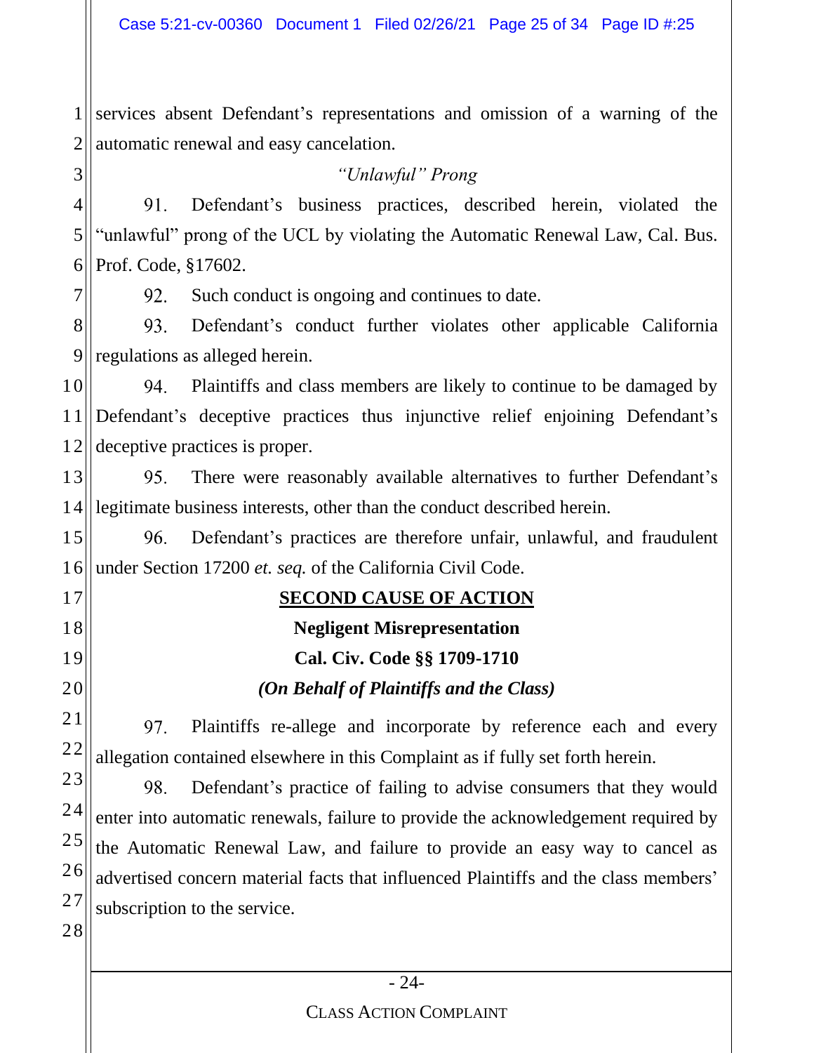services absent Defendant's representations and omission of a warning of the automatic renewal and easy cancelation.

*"Unlawful" Prong*

91. Defendant's business practices, described herein, violated the "unlawful" prong of the UCL by violating the Automatic Renewal Law, Cal. Bus. Prof. Code, §17602.

92. Such conduct is ongoing and continues to date.

93. Defendant's conduct further violates other applicable California regulations as alleged herein.

94. Plaintiffs and class members are likely to continue to be damaged by Defendant's deceptive practices thus injunctive relief enjoining Defendant's deceptive practices is proper.

95. There were reasonably available alternatives to further Defendant's legitimate business interests, other than the conduct described herein.

96. Defendant's practices are therefore unfair, unlawful, and fraudulent under Section 17200 *et. seq.* of the California Civil Code.

**SECOND CAUSE OF ACTION**

**Negligent Misrepresentation**

**Cal. Civ. Code §§ 1709-1710**

***(On Behalf of Plaintiffs and the Class)***

97. Plaintiffs re-allege and incorporate by reference each and every allegation contained elsewhere in this Complaint as if fully set forth herein.

98. Defendant's practice of failing to advise consumers that they would enter into automatic renewals, failure to provide the acknowledgement required by the Automatic Renewal Law, and failure to provide an easy way to cancel as advertised concern material facts that influenced Plaintiffs and the class members' subscription to the service.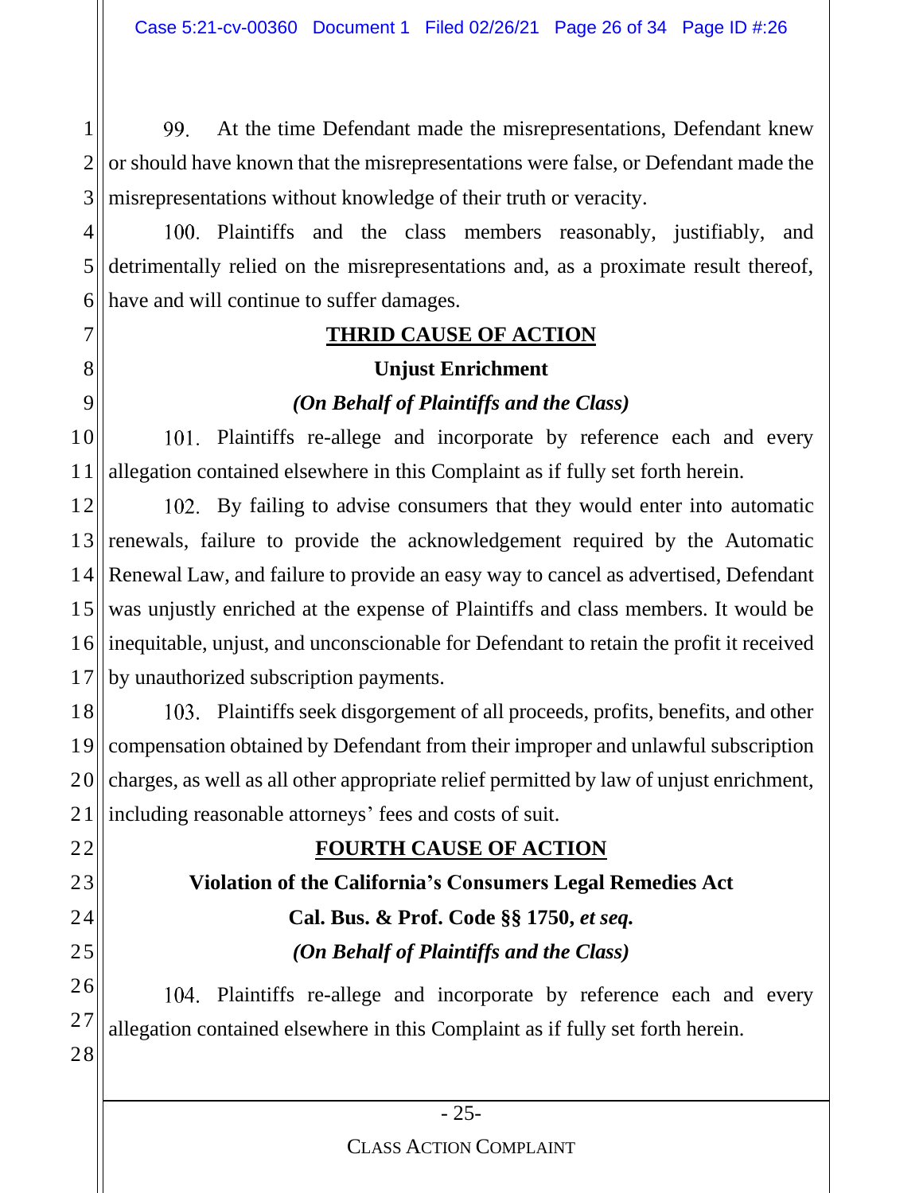99. At the time Defendant made the misrepresentations, Defendant knew or should have known that the misrepresentations were false, or Defendant made the misrepresentations without knowledge of their truth or veracity.

100. Plaintiffs and the class members reasonably, justifiably, and detrimentally relied on the misrepresentations and, as a proximate result thereof, have and will continue to suffer damages.

## THRID CAUSE OF ACTION

### Unjust Enrichment

### *(On Behalf of Plaintiffs and the Class)*

101. Plaintiffs re-allege and incorporate by reference each and every allegation contained elsewhere in this Complaint as if fully set forth herein.

102. By failing to advise consumers that they would enter into automatic renewals, failure to provide the acknowledgement required by the Automatic Renewal Law, and failure to provide an easy way to cancel as advertised, Defendant was unjustly enriched at the expense of Plaintiffs and class members. It would be inequitable, unjust, and unconscionable for Defendant to retain the profit it received by unauthorized subscription payments.

103. Plaintiffs seek disgorgement of all proceeds, profits, benefits, and other compensation obtained by Defendant from their improper and unlawful subscription charges, as well as all other appropriate relief permitted by law of unjust enrichment, including reasonable attorneys' fees and costs of suit.

## FOURTH CAUSE OF ACTION

### Violation of the California's Consumers Legal Remedies Act

### Cal. Bus. & Prof. Code §§ 1750, *et seq.*

### *(On Behalf of Plaintiffs and the Class)*

104. Plaintiffs re-allege and incorporate by reference each and every allegation contained elsewhere in this Complaint as if fully set forth herein.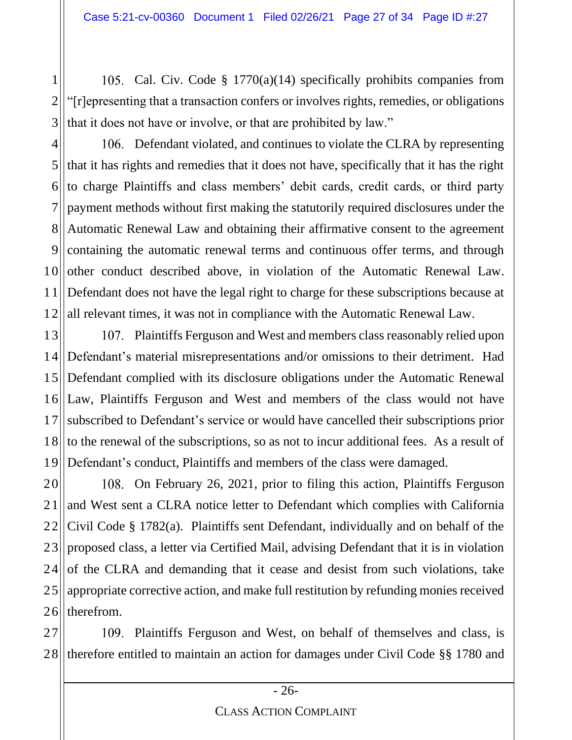105. Cal. Civ. Code § 1770(a)(14) specifically prohibits companies from "[r]epresenting that a transaction confers or involves rights, remedies, or obligations that it does not have or involve, or that are prohibited by law."

106. Defendant violated, and continues to violate the CLRA by representing that it has rights and remedies that it does not have, specifically that it has the right to charge Plaintiffs and class members' debit cards, credit cards, or third party payment methods without first making the statutorily required disclosures under the Automatic Renewal Law and obtaining their affirmative consent to the agreement containing the automatic renewal terms and continuous offer terms, and through other conduct described above, in violation of the Automatic Renewal Law. Defendant does not have the legal right to charge for these subscriptions because at all relevant times, it was not in compliance with the Automatic Renewal Law.

107. Plaintiffs Ferguson and West and members class reasonably relied upon Defendant's material misrepresentations and/or omissions to their detriment. Had Defendant complied with its disclosure obligations under the Automatic Renewal Law, Plaintiffs Ferguson and West and members of the class would not have subscribed to Defendant's service or would have cancelled their subscriptions prior to the renewal of the subscriptions, so as not to incur additional fees. As a result of Defendant's conduct, Plaintiffs and members of the class were damaged.

108. On February 26, 2021, prior to filing this action, Plaintiffs Ferguson and West sent a CLRA notice letter to Defendant which complies with California Civil Code § 1782(a). Plaintiffs sent Defendant, individually and on behalf of the proposed class, a letter via Certified Mail, advising Defendant that it is in violation of the CLRA and demanding that it cease and desist from such violations, take appropriate corrective action, and make full restitution by refunding monies received therefrom.

109. Plaintiffs Ferguson and West, on behalf of themselves and class, is therefore entitled to maintain an action for damages under Civil Code §§ 1780 and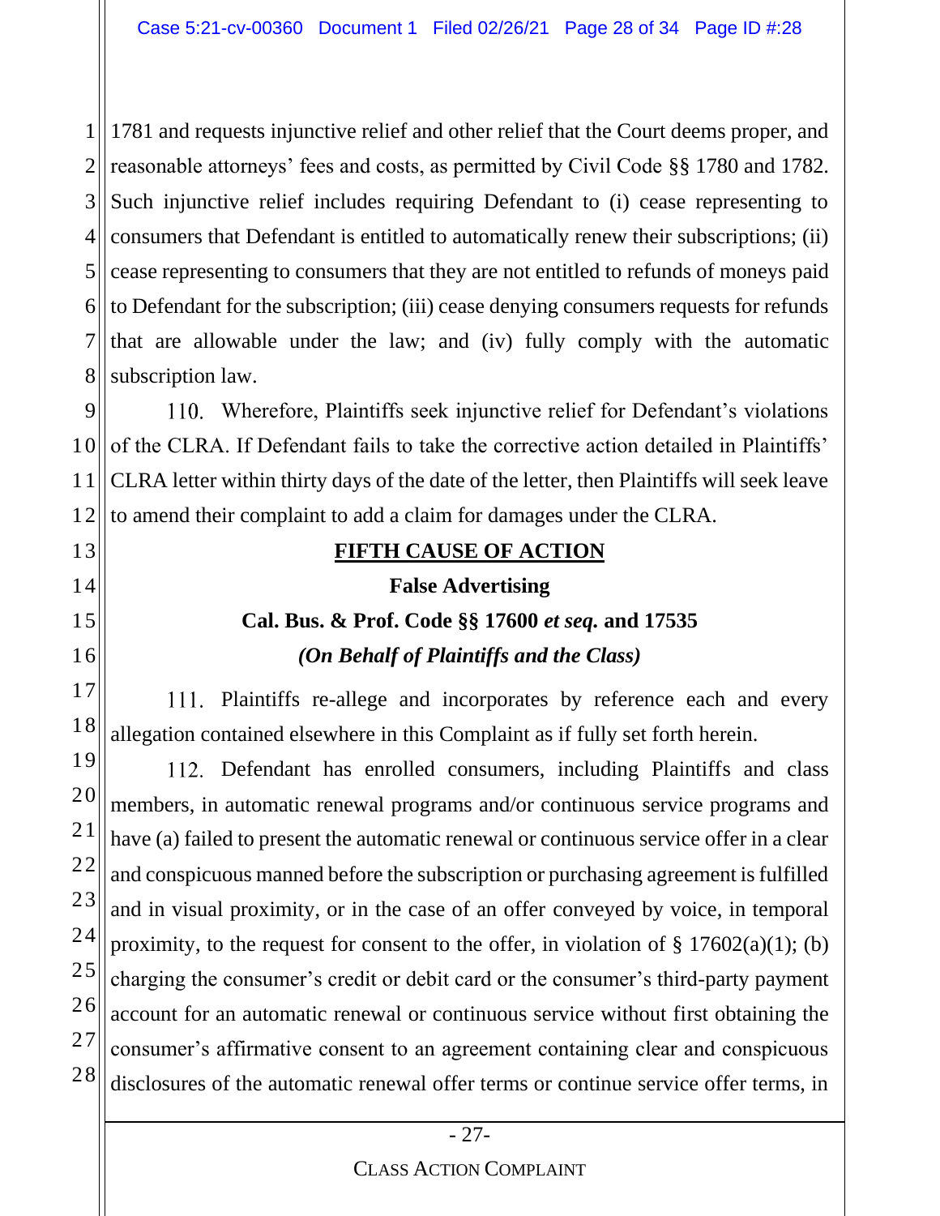1781 and requests injunctive relief and other relief that the Court deems proper, and reasonable attorneys' fees and costs, as permitted by Civil Code §§ 1780 and 1782. Such injunctive relief includes requiring Defendant to (i) cease representing to consumers that Defendant is entitled to automatically renew their subscriptions; (ii) cease representing to consumers that they are not entitled to refunds of moneys paid to Defendant for the subscription; (iii) cease denying consumers requests for refunds that are allowable under the law; and (iv) fully comply with the automatic subscription law.

110. Wherefore, Plaintiffs seek injunctive relief for Defendant's violations of the CLRA. If Defendant fails to take the corrective action detailed in Plaintiffs' CLRA letter within thirty days of the date of the letter, then Plaintiffs will seek leave to amend their complaint to add a claim for damages under the CLRA.

## FIFTH CAUSE OF ACTION

### False Advertising

### Cal. Bus. & Prof. Code §§ 17600 *et seq.* and 17535

### *(On Behalf of Plaintiffs and the Class)*

111. Plaintiffs re-allege and incorporates by reference each and every allegation contained elsewhere in this Complaint as if fully set forth herein.

112. Defendant has enrolled consumers, including Plaintiffs and class members, in automatic renewal programs and/or continuous service programs and have (a) failed to present the automatic renewal or continuous service offer in a clear and conspicuous manned before the subscription or purchasing agreement is fulfilled and in visual proximity, or in the case of an offer conveyed by voice, in temporal proximity, to the request for consent to the offer, in violation of § 17602(a)(1); (b) charging the consumer's credit or debit card or the consumer's third-party payment account for an automatic renewal or continuous service without first obtaining the consumer's affirmative consent to an agreement containing clear and conspicuous disclosures of the automatic renewal offer terms or continue service offer terms, in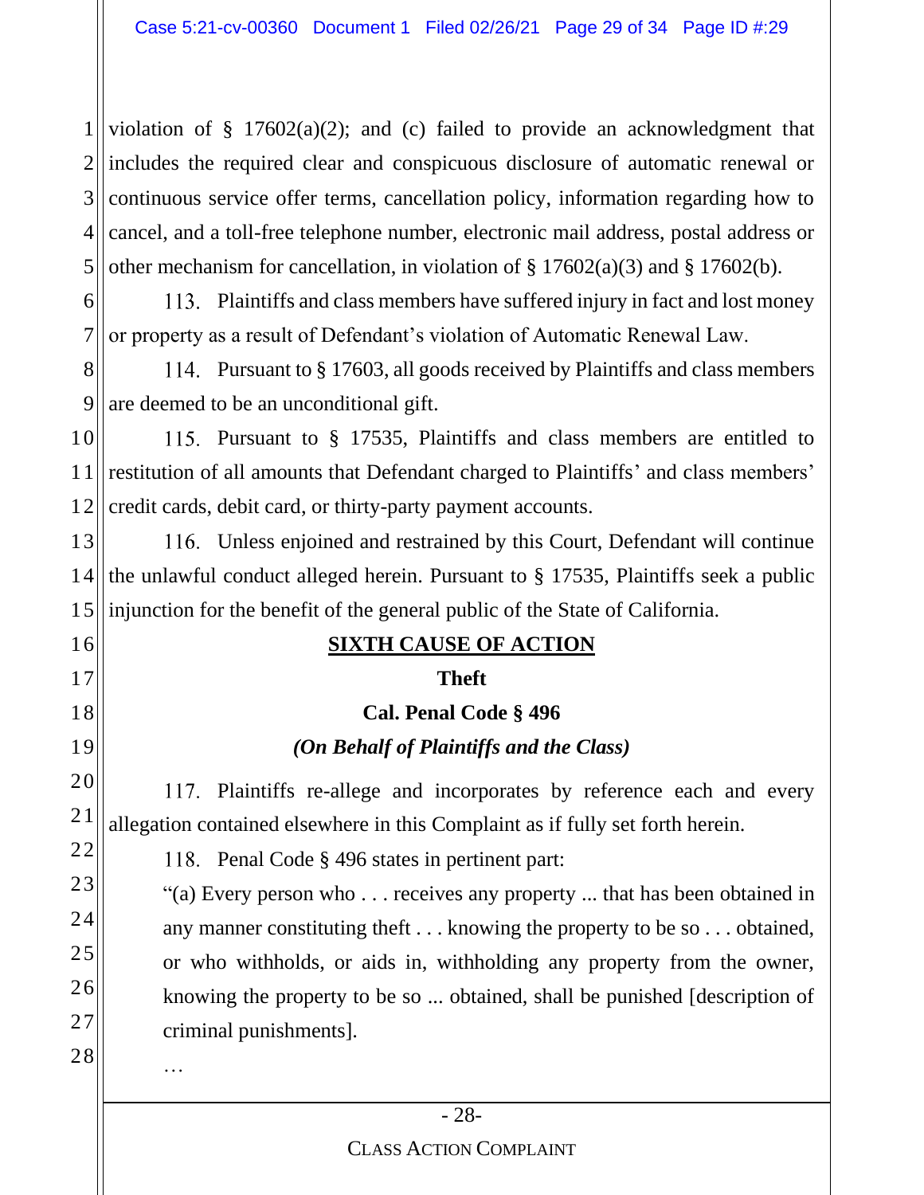violation of § 17602(a)(2); and (c) failed to provide an acknowledgment that includes the required clear and conspicuous disclosure of automatic renewal or continuous service offer terms, cancellation policy, information regarding how to cancel, and a toll-free telephone number, electronic mail address, postal address or other mechanism for cancellation, in violation of § 17602(a)(3) and § 17602(b).

113. Plaintiffs and class members have suffered injury in fact and lost money or property as a result of Defendant's violation of Automatic Renewal Law.

114. Pursuant to § 17603, all goods received by Plaintiffs and class members are deemed to be an unconditional gift.

115. Pursuant to § 17535, Plaintiffs and class members are entitled to restitution of all amounts that Defendant charged to Plaintiffs' and class members' credit cards, debit card, or thirty-party payment accounts.

116. Unless enjoined and restrained by this Court, Defendant will continue the unlawful conduct alleged herein. Pursuant to § 17535, Plaintiffs seek a public injunction for the benefit of the general public of the State of California.

## SIXTH CAUSE OF ACTION

### Theft

### Cal. Penal Code § 496

***(On Behalf of Plaintiffs and the Class)***

117. Plaintiffs re-allege and incorporates by reference each and every allegation contained elsewhere in this Complaint as if fully set forth herein.

118. Penal Code § 496 states in pertinent part:

> "(a) Every person who . . . receives any property ... that has been obtained in any manner constituting theft . . . knowing the property to be so . . . obtained, or who withholds, or aids in, withholding any property from the owner, knowing the property to be so ... obtained, shall be punished [description of criminal punishments].
>
> …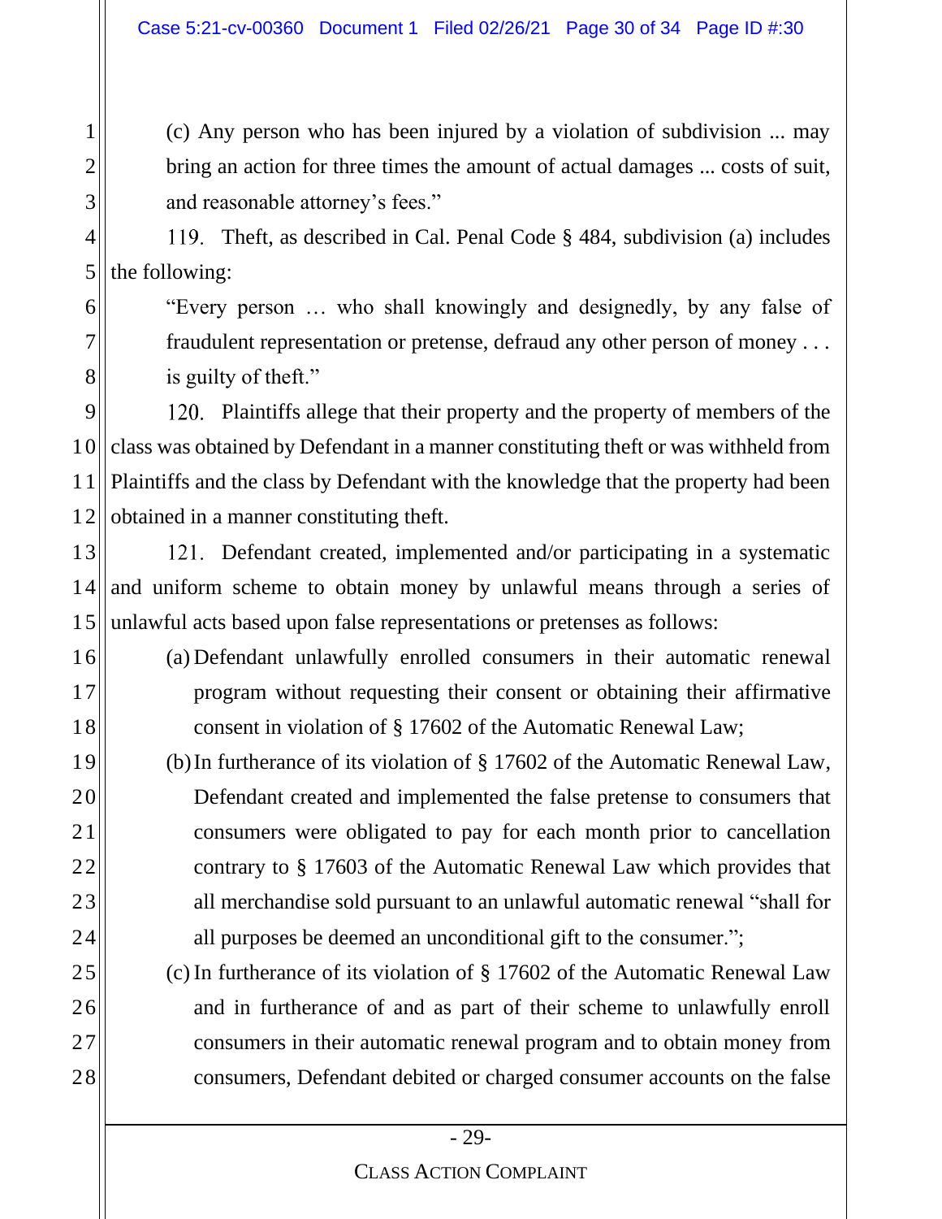(c) Any person who has been injured by a violation of subdivision ... may bring an action for three times the amount of actual damages ... costs of suit, and reasonable attorney's fees."

119. Theft, as described in Cal. Penal Code § 484, subdivision (a) includes the following:

"Every person … who shall knowingly and designedly, by any false of fraudulent representation or pretense, defraud any other person of money . . . is guilty of theft."

120. Plaintiffs allege that their property and the property of members of the class was obtained by Defendant in a manner constituting theft or was withheld from Plaintiffs and the class by Defendant with the knowledge that the property had been obtained in a manner constituting theft.

121. Defendant created, implemented and/or participating in a systematic and uniform scheme to obtain money by unlawful means through a series of unlawful acts based upon false representations or pretenses as follows:

(a) Defendant unlawfully enrolled consumers in their automatic renewal program without requesting their consent or obtaining their affirmative consent in violation of § 17602 of the Automatic Renewal Law;

(b) In furtherance of its violation of § 17602 of the Automatic Renewal Law, Defendant created and implemented the false pretense to consumers that consumers were obligated to pay for each month prior to cancellation contrary to § 17603 of the Automatic Renewal Law which provides that all merchandise sold pursuant to an unlawful automatic renewal "shall for all purposes be deemed an unconditional gift to the consumer.";

(c) In furtherance of its violation of § 17602 of the Automatic Renewal Law and in furtherance of and as part of their scheme to unlawfully enroll consumers in their automatic renewal program and to obtain money from consumers, Defendant debited or charged consumer accounts on the false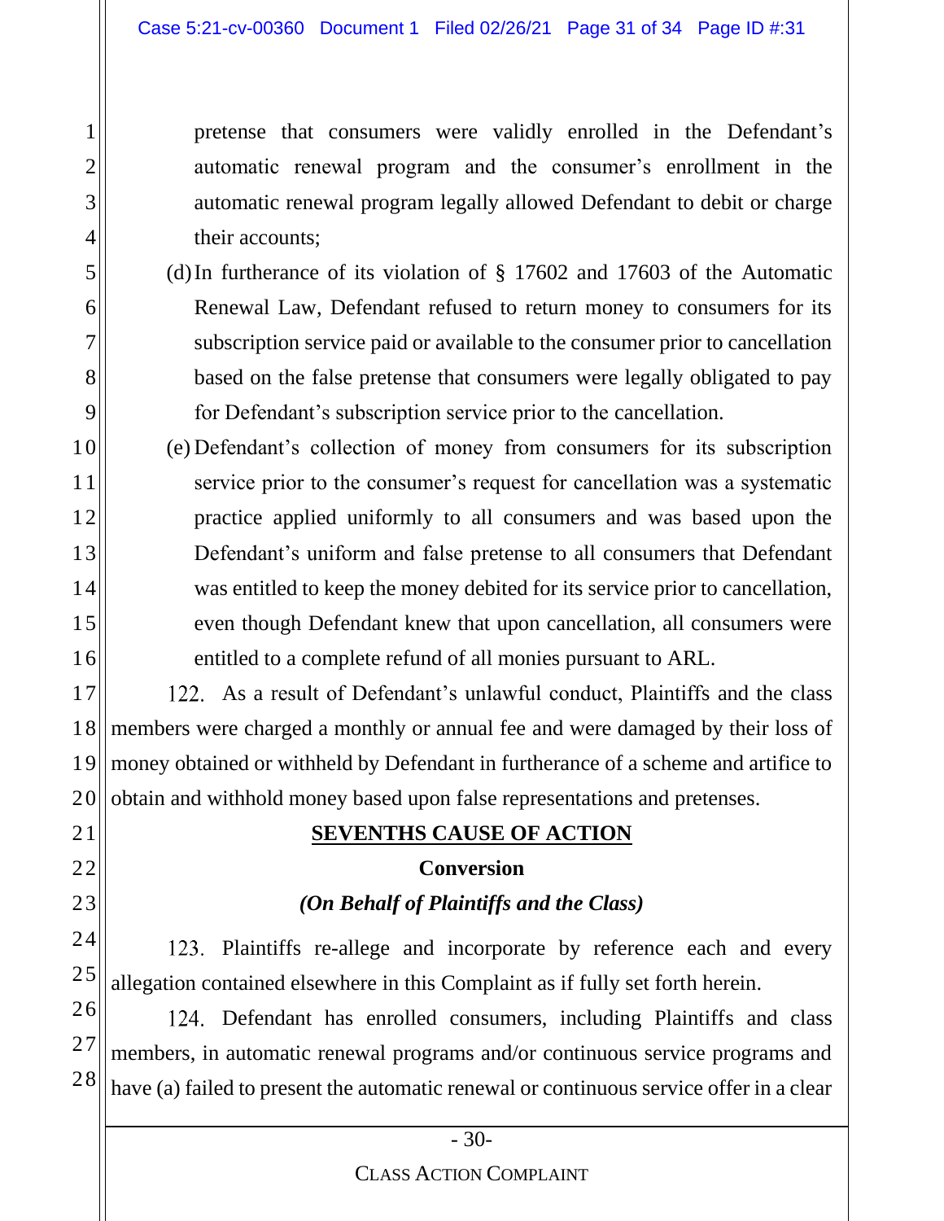pretense that consumers were validly enrolled in the Defendant's automatic renewal program and the consumer's enrollment in the automatic renewal program legally allowed Defendant to debit or charge their accounts;

(d) In furtherance of its violation of § 17602 and 17603 of the Automatic Renewal Law, Defendant refused to return money to consumers for its subscription service paid or available to the consumer prior to cancellation based on the false pretense that consumers were legally obligated to pay for Defendant's subscription service prior to the cancellation.

(e) Defendant's collection of money from consumers for its subscription service prior to the consumer's request for cancellation was a systematic practice applied uniformly to all consumers and was based upon the Defendant's uniform and false pretense to all consumers that Defendant was entitled to keep the money debited for its service prior to cancellation, even though Defendant knew that upon cancellation, all consumers were entitled to a complete refund of all monies pursuant to ARL.

122. As a result of Defendant's unlawful conduct, Plaintiffs and the class members were charged a monthly or annual fee and were damaged by their loss of money obtained or withheld by Defendant in furtherance of a scheme and artifice to obtain and withhold money based upon false representations and pretenses.

## SEVENTHS CAUSE OF ACTION

**Conversion**

***(On Behalf of Plaintiffs and the Class)***

123. Plaintiffs re-allege and incorporate by reference each and every allegation contained elsewhere in this Complaint as if fully set forth herein.

124. Defendant has enrolled consumers, including Plaintiffs and class members, in automatic renewal programs and/or continuous service programs and have (a) failed to present the automatic renewal or continuous service offer in a clear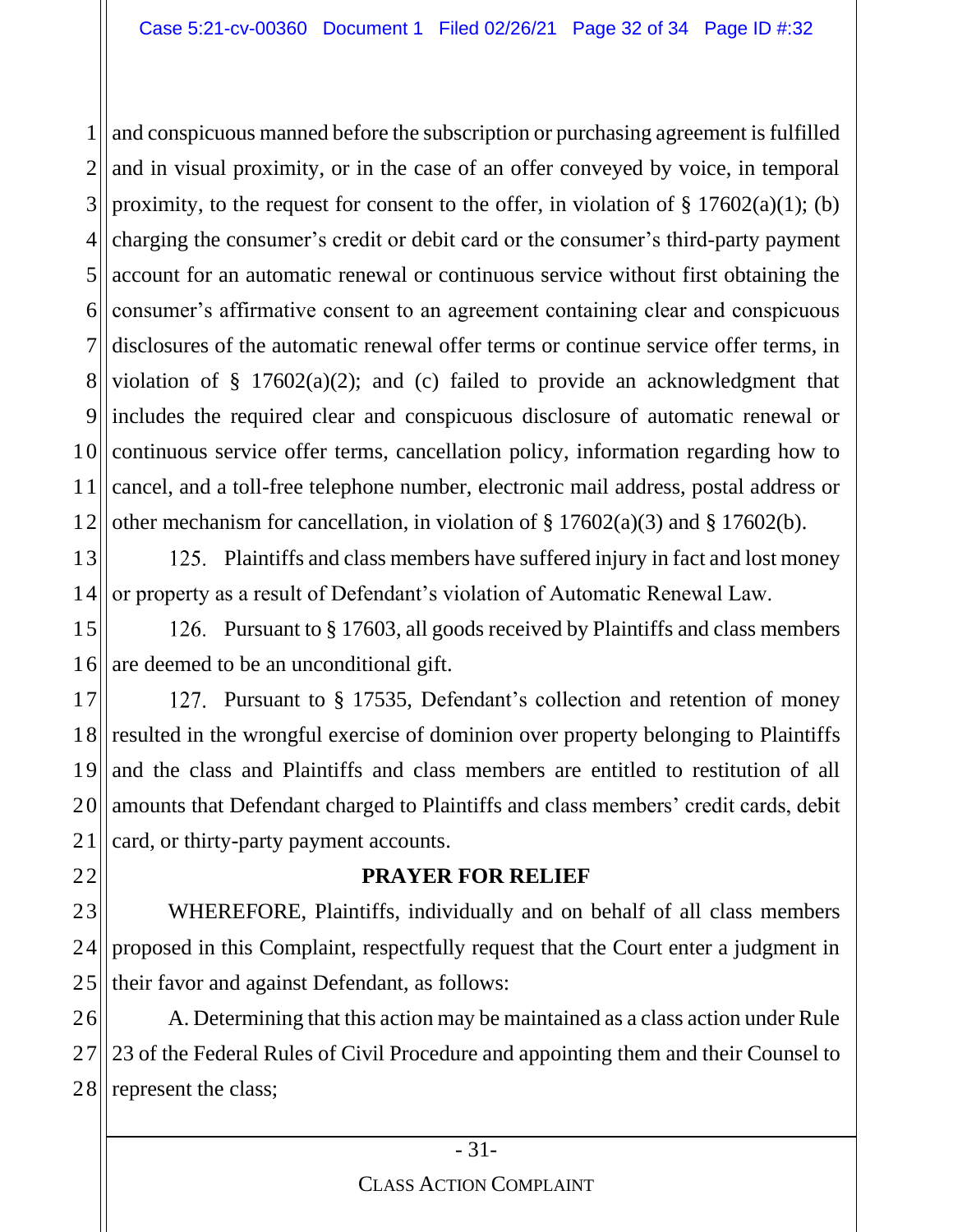and conspicuous manned before the subscription or purchasing agreement is fulfilled and in visual proximity, or in the case of an offer conveyed by voice, in temporal proximity, to the request for consent to the offer, in violation of § 17602(a)(1); (b) charging the consumer's credit or debit card or the consumer's third-party payment account for an automatic renewal or continuous service without first obtaining the consumer's affirmative consent to an agreement containing clear and conspicuous disclosures of the automatic renewal offer terms or continue service offer terms, in violation of § 17602(a)(2); and (c) failed to provide an acknowledgment that includes the required clear and conspicuous disclosure of automatic renewal or continuous service offer terms, cancellation policy, information regarding how to cancel, and a toll-free telephone number, electronic mail address, postal address or other mechanism for cancellation, in violation of § 17602(a)(3) and § 17602(b).

125. Plaintiffs and class members have suffered injury in fact and lost money or property as a result of Defendant's violation of Automatic Renewal Law.

126. Pursuant to § 17603, all goods received by Plaintiffs and class members are deemed to be an unconditional gift.

127. Pursuant to § 17535, Defendant's collection and retention of money resulted in the wrongful exercise of dominion over property belonging to Plaintiffs and the class and Plaintiffs and class members are entitled to restitution of all amounts that Defendant charged to Plaintiffs and class members' credit cards, debit card, or thirty-party payment accounts.

## PRAYER FOR RELIEF

WHEREFORE, Plaintiffs, individually and on behalf of all class members proposed in this Complaint, respectfully request that the Court enter a judgment in their favor and against Defendant, as follows:

A. Determining that this action may be maintained as a class action under Rule 23 of the Federal Rules of Civil Procedure and appointing them and their Counsel to represent the class;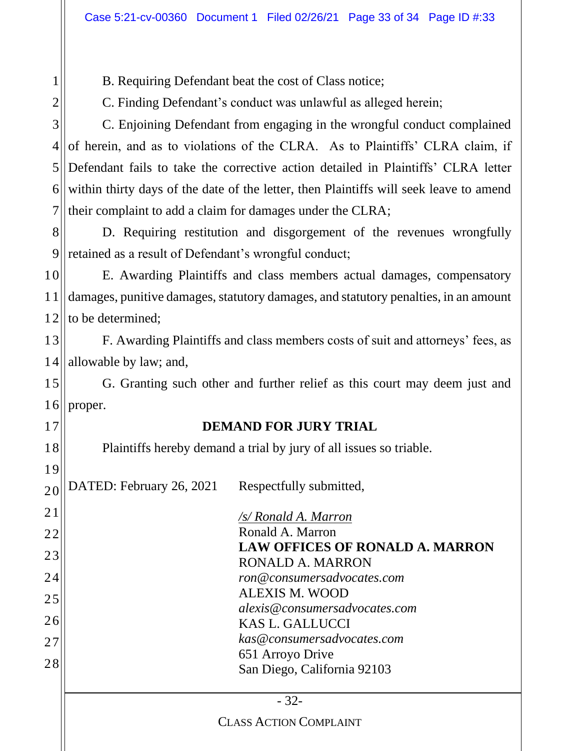B. Requiring Defendant beat the cost of Class notice;

C. Finding Defendant's conduct was unlawful as alleged herein;

C. Enjoining Defendant from engaging in the wrongful conduct complained of herein, and as to violations of the CLRA. As to Plaintiffs' CLRA claim, if Defendant fails to take the corrective action detailed in Plaintiffs' CLRA letter within thirty days of the date of the letter, then Plaintiffs will seek leave to amend their complaint to add a claim for damages under the CLRA;

D. Requiring restitution and disgorgement of the revenues wrongfully retained as a result of Defendant's wrongful conduct;

E. Awarding Plaintiffs and class members actual damages, compensatory damages, punitive damages, statutory damages, and statutory penalties, in an amount to be determined;

F. Awarding Plaintiffs and class members costs of suit and attorneys' fees, as allowable by law; and,

G. Granting such other and further relief as this court may deem just and proper.

**DEMAND FOR JURY TRIAL**

Plaintiffs hereby demand a trial by jury of all issues so triable.

DATED: February 26, 2021

Respectfully submitted,

*/s/ Ronald A. Marron*
Ronald A. Marron
**LAW OFFICES OF RONALD A. MARRON**
RONALD A. MARRON
*ron@consumersadvocates.com*
ALEXIS M. WOOD
*alexis@consumersadvocates.com*
KAS L. GALLUCCI
*kas@consumersadvocates.com*
651 Arroyo Drive
San Diego, California 92103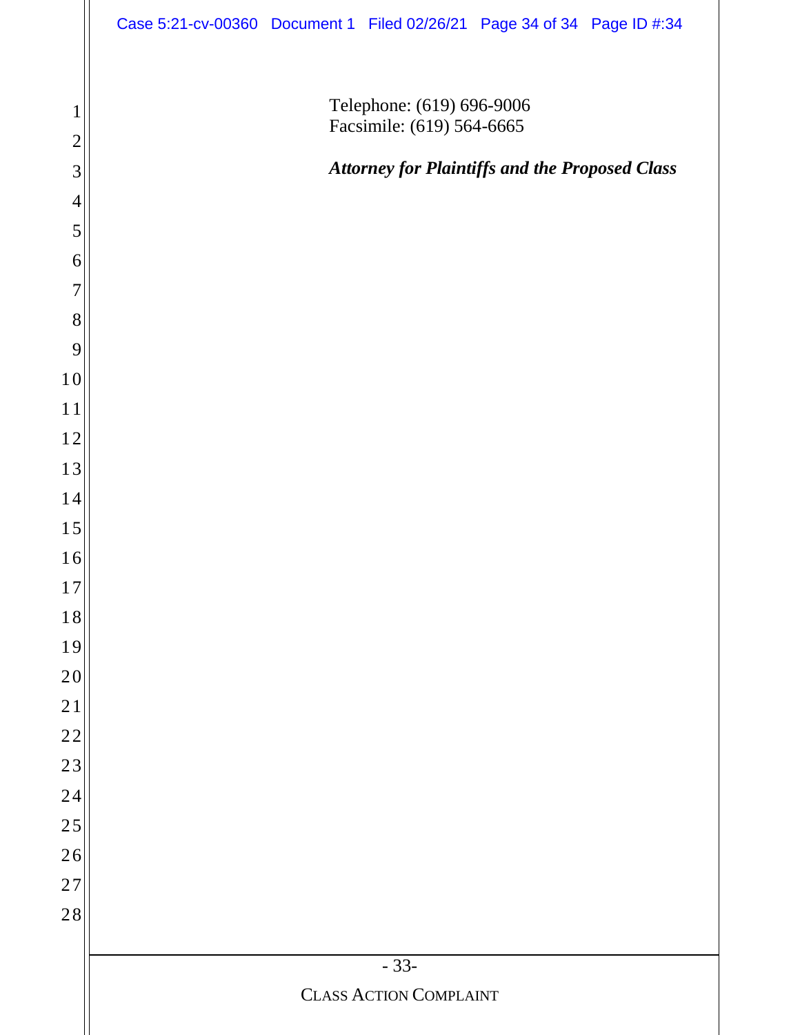Telephone: (619) 696-9006
Facsimile: (619) 564-6665

***Attorney for Plaintiffs and the Proposed Class***